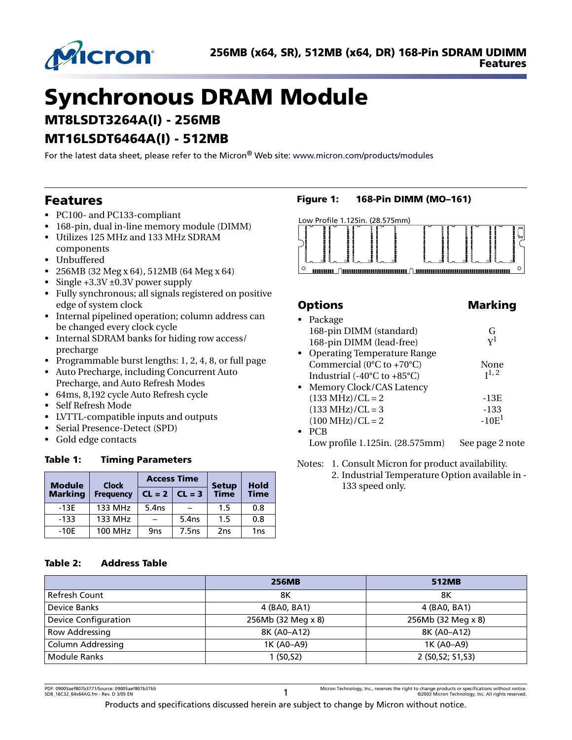# Synchronous DRAM Module

## MT8LSDT3264A(I) - 256MB

## MT16LSDT6464A(I) - 512MB

For the latest data sheet, please refer to the Micron® Web site: www.micron.com/products/modules

## Features

- PC100- and PC133-compliant
- 168-pin, dual in-line memory module (DIMM)
- Utilizes 125 MHz and 133 MHz SDRAM components
- Unbuffered
- 256MB (32 Meg x 64), 512MB (64 Meg x 64)
- Single +3.3V ±0.3V power supply
- Fully synchronous; all signals registered on positive edge of system clock
- Internal pipelined operation; column address can be changed every clock cycle
- Internal SDRAM banks for hiding row access/precharge
- Programmable burst lengths: 1, 2, 4, 8, or full page
- Auto Precharge, including Concurrent Auto Precharge, and Auto Refresh Modes
- 64ms, 8,192 cycle Auto Refresh cycle
- Self Refresh Mode
- LVTTL-compatible inputs and outputs
- Serial Presence-Detect (SPD)
- Gold edge contacts

**Figure 1: 168-Pin DIMM (MO–161)**

Low Profile 1.125in. (28.575mm)

## Options | Marking

- Package
  - 168-pin DIMM (standard) — G
  - 168-pin DIMM (lead-free) — Y[1]
- Operating Temperature Range
  - Commercial (0°C to +70°C) — None
  - Industrial (-40°C to +85°C) — I[1, 2]
- Memory Clock/CAS Latency
  - (133 MHz)/CL = 2 — -13E
  - (133 MHz)/CL = 3 — -133
  - (100 MHz)/CL = 2 — -10E[1]
- PCB
  - Low profile 1.125in. (28.575mm) — See page 2 note

Notes: 1. Consult Micron for product availability.
2. Industrial Temperature Option available in -133 speed only.

**Table 1: Timing Parameters**

| Module Marking | Clock Frequency | Access Time | | Setup Time | Hold Time |
|---|---|---|---|---|---|
| | | CL = 2 | CL = 3 | | |
| -13E | 133 MHz | 5.4ns | – | 1.5 | 0.8 |
| -133 | 133 MHz | – | 5.4ns | 1.5 | 0.8 |
| -10E | 100 MHz | 9ns | 7.5ns | 2ns | 1ns |

**Table 2: Address Table**

| | 256MB | 512MB |
|---|---|---|
| Refresh Count | 8K | 8K |
| Device Banks | 4 (BA0, BA1) | 4 (BA0, BA1) |
| Device Configuration | 256Mb (32 Meg x 8) | 256Mb (32 Meg x 8) |
| Row Addressing | 8K (A0–A12) | 8K (A0–A12) |
| Column Addressing | 1K (A0–A9) | 1K (A0–A9) |
| Module Ranks | 1 (S0,S2) | 2 (S0,S2; S1,S3) |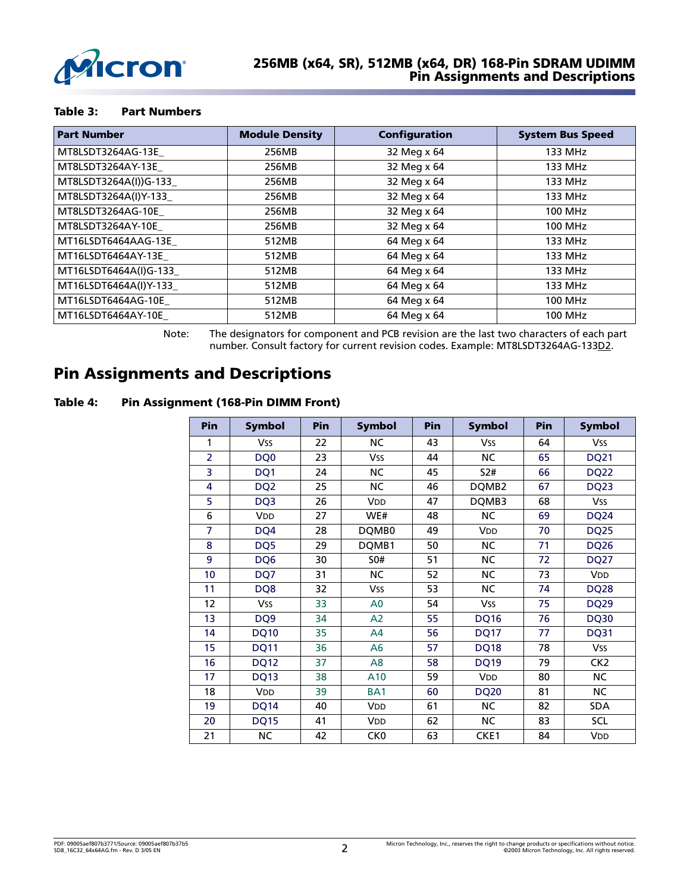**Table 3: Part Numbers**

| Part Number | Module Density | Configuration | System Bus Speed |
|---|---|---|---|
| MT8LSDT3264AG-13E_ | 256MB | 32 Meg x 64 | 133 MHz |
| MT8LSDT3264AY-13E_ | 256MB | 32 Meg x 64 | 133 MHz |
| MT8LSDT3264A(I))G-133_ | 256MB | 32 Meg x 64 | 133 MHz |
| MT8LSDT3264A(I)Y-133_ | 256MB | 32 Meg x 64 | 133 MHz |
| MT8LSDT3264AG-10E_ | 256MB | 32 Meg x 64 | 100 MHz |
| MT8LSDT3264AY-10E_ | 256MB | 32 Meg x 64 | 100 MHz |
| MT16LSDT6464AAG-13E_ | 512MB | 64 Meg x 64 | 133 MHz |
| MT16LSDT6464AY-13E_ | 512MB | 64 Meg x 64 | 133 MHz |
| MT16LSDT6464A(I)G-133_ | 512MB | 64 Meg x 64 | 133 MHz |
| MT16LSDT6464A(I)Y-133_ | 512MB | 64 Meg x 64 | 133 MHz |
| MT16LSDT6464AG-10E_ | 512MB | 64 Meg x 64 | 100 MHz |
| MT16LSDT6464AY-10E_ | 512MB | 64 Meg x 64 | 100 MHz |

Note: The designators for component and PCB revision are the last two characters of each part number. Consult factory for current revision codes. Example: MT8LSDT3264AG-133D2.

## Pin Assignments and Descriptions

**Table 4: Pin Assignment (168-Pin DIMM Front)**

| Pin | Symbol | Pin | Symbol | Pin | Symbol | Pin | Symbol |
|---|---|---|---|---|---|---|---|
| 1 | VSS | 22 | NC | 43 | VSS | 64 | VSS |
| 2 | DQ0 | 23 | VSS | 44 | NC | 65 | DQ21 |
| 3 | DQ1 | 24 | NC | 45 | S2# | 66 | DQ22 |
| 4 | DQ2 | 25 | NC | 46 | DQMB2 | 67 | DQ23 |
| 5 | DQ3 | 26 | VDD | 47 | DQMB3 | 68 | VSS |
| 6 | VDD | 27 | WE# | 48 | NC | 69 | DQ24 |
| 7 | DQ4 | 28 | DQMB0 | 49 | VDD | 70 | DQ25 |
| 8 | DQ5 | 29 | DQMB1 | 50 | NC | 71 | DQ26 |
| 9 | DQ6 | 30 | S0# | 51 | NC | 72 | DQ27 |
| 10 | DQ7 | 31 | NC | 52 | NC | 73 | VDD |
| 11 | DQ8 | 32 | VSS | 53 | NC | 74 | DQ28 |
| 12 | VSS | 33 | A0 | 54 | VSS | 75 | DQ29 |
| 13 | DQ9 | 34 | A2 | 55 | DQ16 | 76 | DQ30 |
| 14 | DQ10 | 35 | A4 | 56 | DQ17 | 77 | DQ31 |
| 15 | DQ11 | 36 | A6 | 57 | DQ18 | 78 | VSS |
| 16 | DQ12 | 37 | A8 | 58 | DQ19 | 79 | CK2 |
| 17 | DQ13 | 38 | A10 | 59 | VDD | 80 | NC |
| 18 | VDD | 39 | BA1 | 60 | DQ20 | 81 | NC |
| 19 | DQ14 | 40 | VDD | 61 | NC | 82 | SDA |
| 20 | DQ15 | 41 | VDD | 62 | NC | 83 | SCL |
| 21 | NC | 42 | CK0 | 63 | CKE1 | 84 | VDD |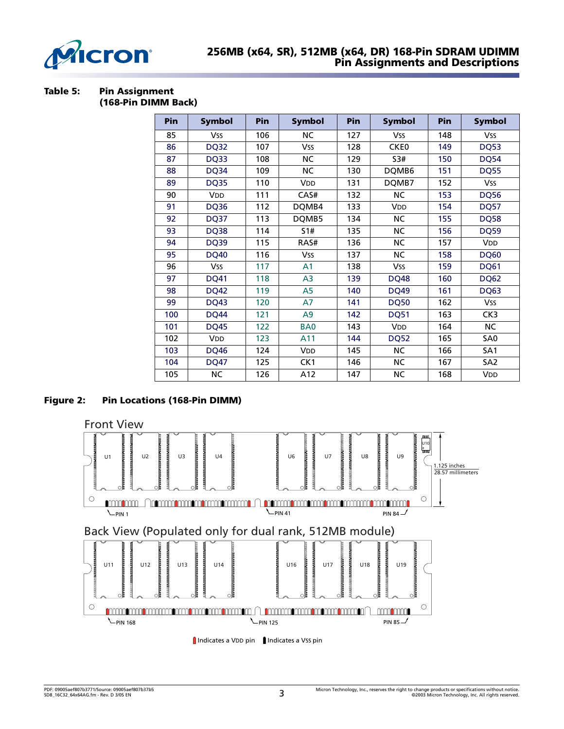## Table 5: Pin Assignment (168-Pin DIMM Back)

| Pin | Symbol | Pin | Symbol | Pin | Symbol | Pin | Symbol |
|---|---|---|---|---|---|---|---|
| 85 | VSS | 106 | NC | 127 | VSS | 148 | VSS |
| 86 | DQ32 | 107 | VSS | 128 | CKE0 | 149 | DQ53 |
| 87 | DQ33 | 108 | NC | 129 | S3# | 150 | DQ54 |
| 88 | DQ34 | 109 | NC | 130 | DQMB6 | 151 | DQ55 |
| 89 | DQ35 | 110 | VDD | 131 | DQMB7 | 152 | VSS |
| 90 | VDD | 111 | CAS# | 132 | NC | 153 | DQ56 |
| 91 | DQ36 | 112 | DQMB4 | 133 | VDD | 154 | DQ57 |
| 92 | DQ37 | 113 | DQMB5 | 134 | NC | 155 | DQ58 |
| 93 | DQ38 | 114 | S1# | 135 | NC | 156 | DQ59 |
| 94 | DQ39 | 115 | RAS# | 136 | NC | 157 | VDD |
| 95 | DQ40 | 116 | VSS | 137 | NC | 158 | DQ60 |
| 96 | VSS | 117 | A1 | 138 | VSS | 159 | DQ61 |
| 97 | DQ41 | 118 | A3 | 139 | DQ48 | 160 | DQ62 |
| 98 | DQ42 | 119 | A5 | 140 | DQ49 | 161 | DQ63 |
| 99 | DQ43 | 120 | A7 | 141 | DQ50 | 162 | VSS |
| 100 | DQ44 | 121 | A9 | 142 | DQ51 | 163 | CK3 |
| 101 | DQ45 | 122 | BA0 | 143 | VDD | 164 | NC |
| 102 | VDD | 123 | A11 | 144 | DQ52 | 165 | SA0 |
| 103 | DQ46 | 124 | VDD | 145 | NC | 166 | SA1 |
| 104 | DQ47 | 125 | CK1 | 146 | NC | 167 | SA2 |
| 105 | NC | 126 | A12 | 147 | NC | 168 | VDD |

## Figure 2: Pin Locations (168-Pin DIMM)

Front View

U1 U2 U3 U4 U6 U7 U8 U9 U10

1.125 inches
28.57 millimeters

PIN 1 PIN 41 PIN 84

Back View (Populated only for dual rank, 512MB module)

U11 U12 U13 U14 U16 U17 U18 U19

PIN 168 PIN 125 PIN 85

Indicates a VDD pin Indicates a VSS pin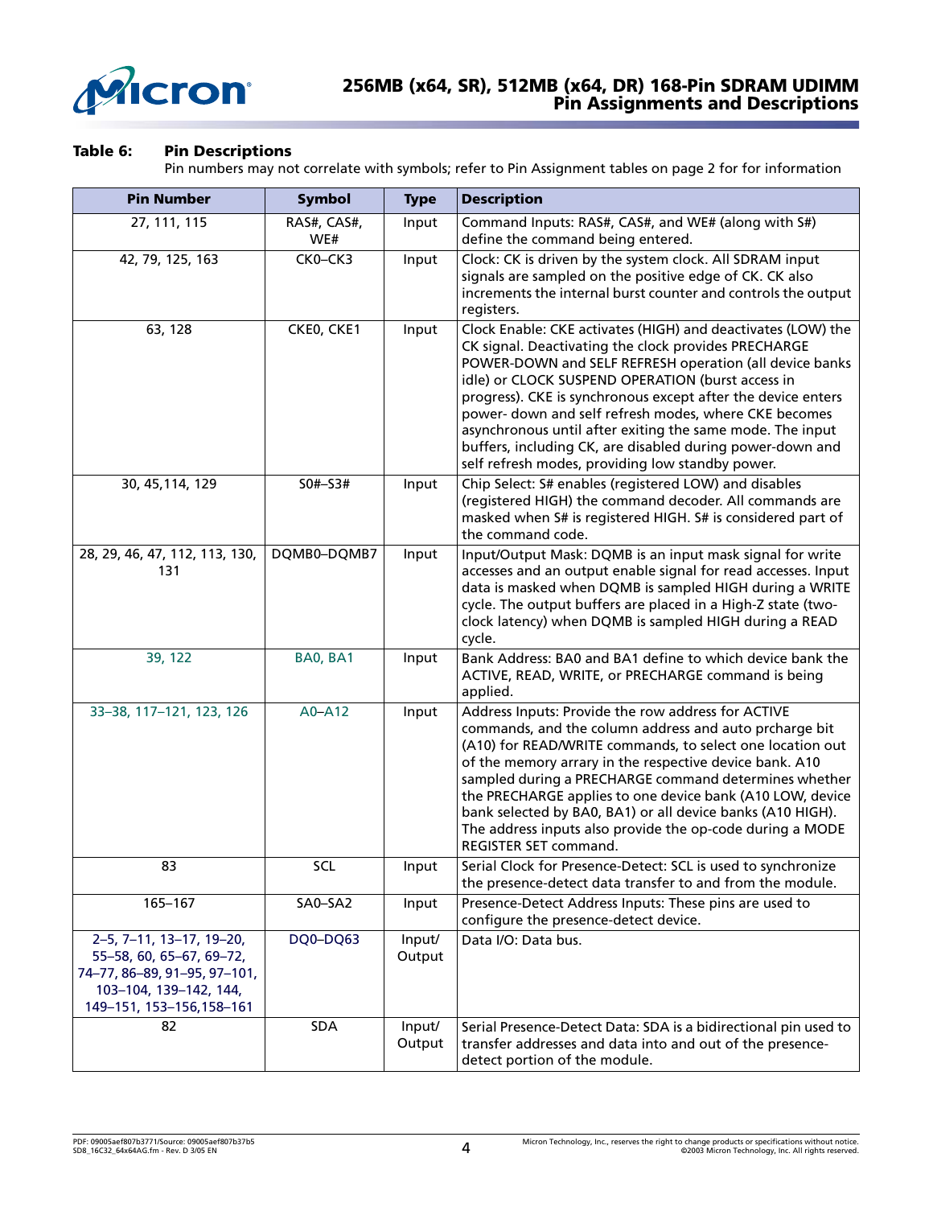**Table 6: Pin Descriptions**

Pin numbers may not correlate with symbols; refer to Pin Assignment tables on page 2 for for information

| Pin Number | Symbol | Type | Description |
|---|---|---|---|
| 27, 111, 115 | RAS#, CAS#, WE# | Input | Command Inputs: RAS#, CAS#, and WE# (along with S#) define the command being entered. |
| 42, 79, 125, 163 | CK0–CK3 | Input | Clock: CK is driven by the system clock. All SDRAM input signals are sampled on the positive edge of CK. CK also increments the internal burst counter and controls the output registers. |
| 63, 128 | CKE0, CKE1 | Input | Clock Enable: CKE activates (HIGH) and deactivates (LOW) the CK signal. Deactivating the clock provides PRECHARGE POWER-DOWN and SELF REFRESH operation (all device banks idle) or CLOCK SUSPEND OPERATION (burst access in progress). CKE is synchronous except after the device enters power- down and self refresh modes, where CKE becomes asynchronous until after exiting the same mode. The input buffers, including CK, are disabled during power-down and self refresh modes, providing low standby power. |
| 30, 45,114, 129 | S0#–S3# | Input | Chip Select: S# enables (registered LOW) and disables (registered HIGH) the command decoder. All commands are masked when S# is registered HIGH. S# is considered part of the command code. |
| 28, 29, 46, 47, 112, 113, 130, 131 | DQMB0–DQMB7 | Input | Input/Output Mask: DQMB is an input mask signal for write accesses and an output enable signal for read accesses. Input data is masked when DQMB is sampled HIGH during a WRITE cycle. The output buffers are placed in a High-Z state (two-clock latency) when DQMB is sampled HIGH during a READ cycle. |
| 39, 122 | BA0, BA1 | Input | Bank Address: BA0 and BA1 define to which device bank the ACTIVE, READ, WRITE, or PRECHARGE command is being applied. |
| 33–38, 117–121, 123, 126 | A0–A12 | Input | Address Inputs: Provide the row address for ACTIVE commands, and the column address and auto prcharge bit (A10) for READ/WRITE commands, to select one location out of the memory array in the respective device bank. A10 sampled during a PRECHARGE command determines whether the PRECHARGE applies to one device bank (A10 LOW, device bank selected by BA0, BA1) or all device banks (A10 HIGH). The address inputs also provide the op-code during a MODE REGISTER SET command. |
| 83 | SCL | Input | Serial Clock for Presence-Detect: SCL is used to synchronize the presence-detect data transfer to and from the module. |
| 165–167 | SA0–SA2 | Input | Presence-Detect Address Inputs: These pins are used to configure the presence-detect device. |
| 2–5, 7–11, 13–17, 19–20, 55–58, 60, 65–67, 69–72, 74–77, 86–89, 91–95, 97–101, 103–104, 139–142, 144, 149–151, 153–156,158–161 | DQ0–DQ63 | Input/ Output | Data I/O: Data bus. |
| 82 | SDA | Input/ Output | Serial Presence-Detect Data: SDA is a bidirectional pin used to transfer addresses and data into and out of the presence-detect portion of the module. |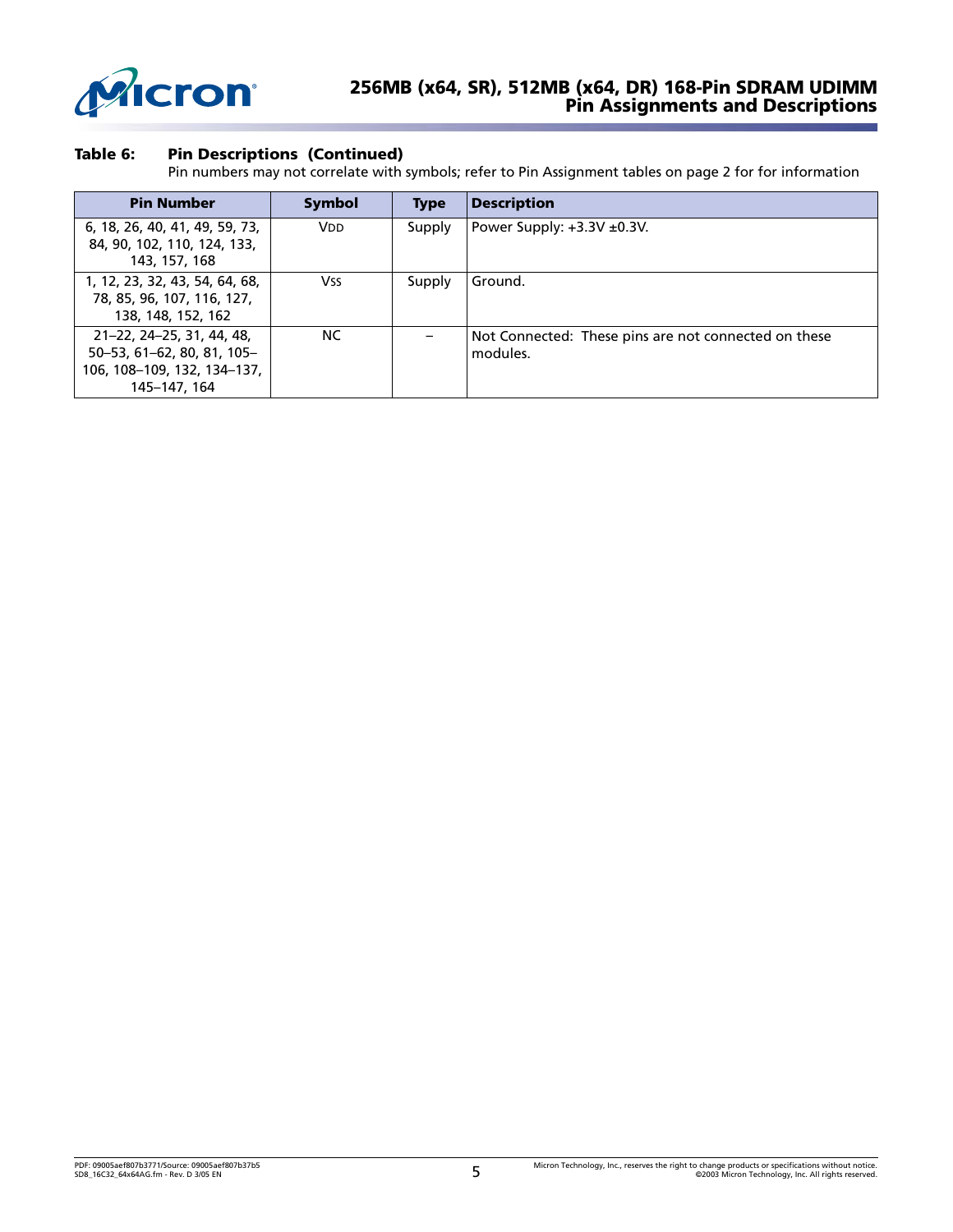**Table 6: Pin Descriptions (Continued)**

Pin numbers may not correlate with symbols; refer to Pin Assignment tables on page 2 for for information

| Pin Number | Symbol | Type | Description |
|---|---|---|---|
| 6, 18, 26, 40, 41, 49, 59, 73, 84, 90, 102, 110, 124, 133, 143, 157, 168 | $V_{DD}$ | Supply | Power Supply: +3.3V ±0.3V. |
| 1, 12, 23, 32, 43, 54, 64, 68, 78, 85, 96, 107, 116, 127, 138, 148, 152, 162 | $V_{SS}$ | Supply | Ground. |
| 21–22, 24–25, 31, 44, 48, 50–53, 61–62, 80, 81, 105–106, 108–109, 132, 134–137, 145–147, 164 | NC | – | Not Connected: These pins are not connected on these modules. |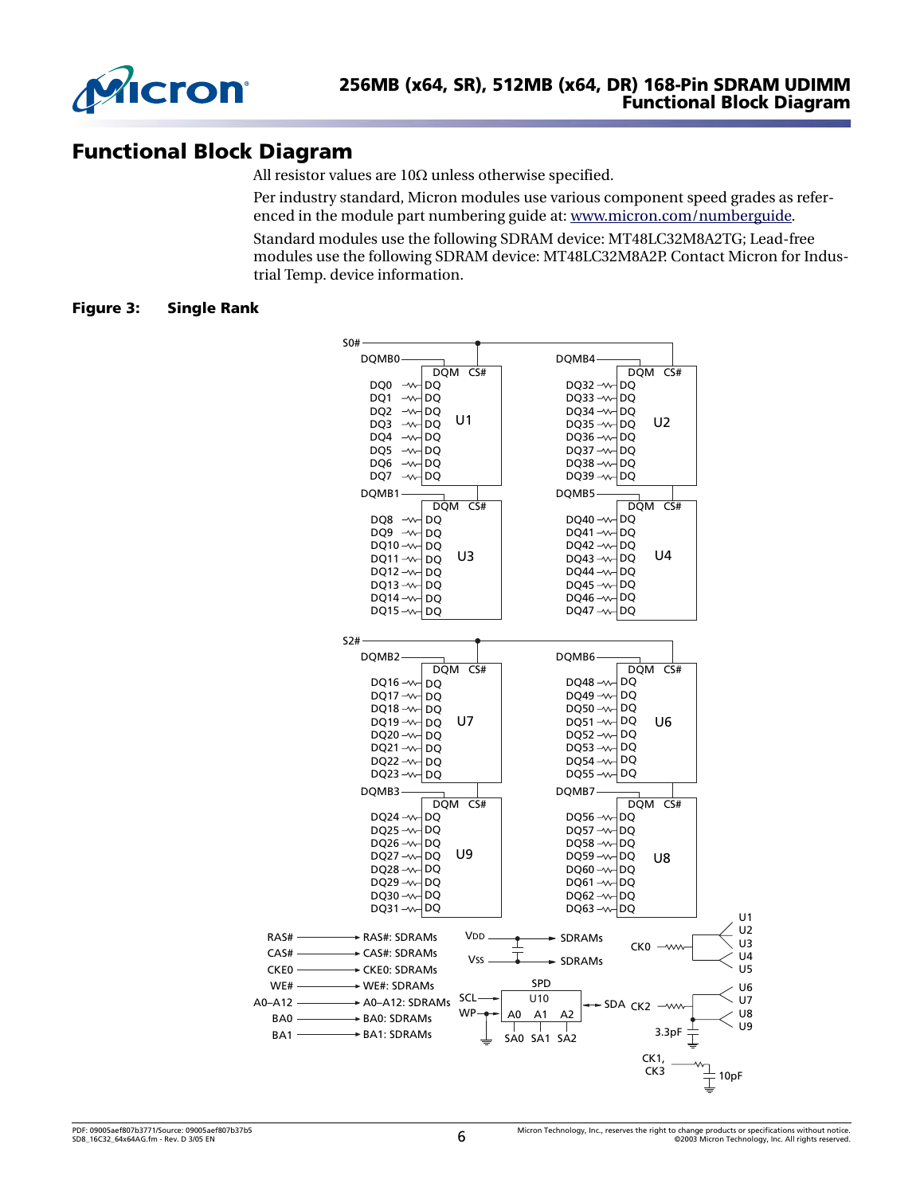## Functional Block Diagram

All resistor values are 10Ω unless otherwise specified.

Per industry standard, Micron modules use various component speed grades as referenced in the module part numbering guide at: www.micron.com/numberguide.

Standard modules use the following SDRAM device: MT48LC32M8A2TG; Lead-free modules use the following SDRAM device: MT48LC32M8A2P. Contact Micron for Industrial Temp. device information.

**Figure 3: Single Rank**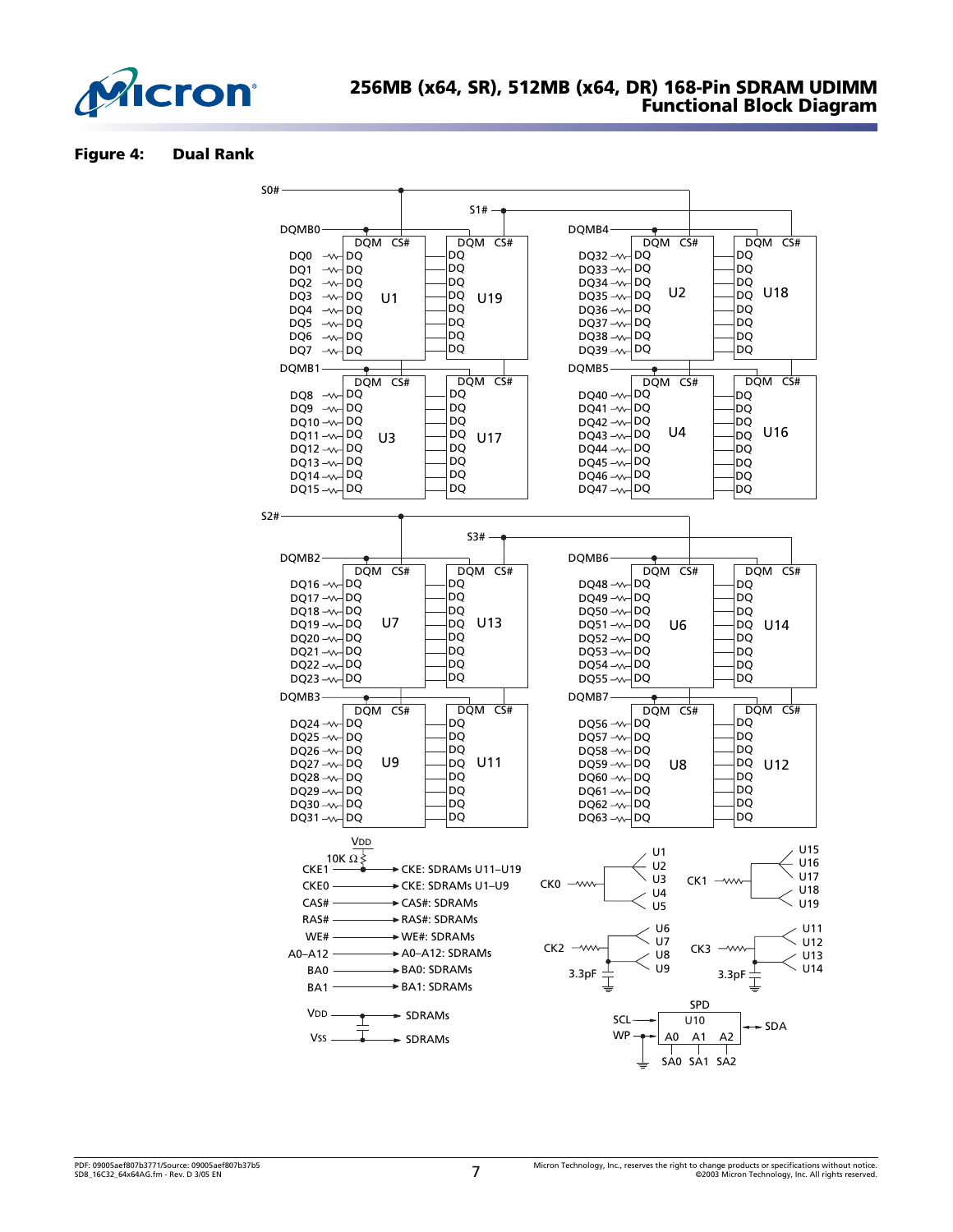# Figure 4: Dual Rank

S0#

S1#

DQMB0

DQMB4

| DQ | DQM CS# | | DQ | DQM CS# |
|---|---|---|---|---|
| DQ0–DQ7 | U1 | U19 | DQ32–DQ39 | U2 / U18 |

DQMB1

DQMB5

DQ8–DQ15 → U3 / U17

DQ40–DQ47 → U4 / U16

S2#

S3#

DQMB2

DQMB6

DQ16–DQ23 → U7 / U13

DQ48–DQ55 → U6 / U14

DQMB3

DQMB7

DQ24–DQ31 → U9 / U11

DQ56–DQ63 → U8 / U12

VDD

10K Ω

CKE1 → CKE: SDRAMs U11–U19

CKE0 → CKE: SDRAMs U1–U9

CAS# → CAS#: SDRAMs

RAS# → RAS#: SDRAMs

WE# → WE#: SDRAMs

A0–A12 → A0–A12: SDRAMs

BA0 → BA0: SDRAMs

BA1 → BA1: SDRAMs

VDD → SDRAMs

VSS → SDRAMs

CK0 → U1, U2, U3, U4, U5

CK1 → U15, U16, U17, U18, U19

CK2 → U6, U7, U8, U9 (3.3pF)

CK3 → U11, U12, U13, U14 (3.3pF)

SPD U10: SCL, WP, A0, A1, A2, SDA; SA0, SA1, SA2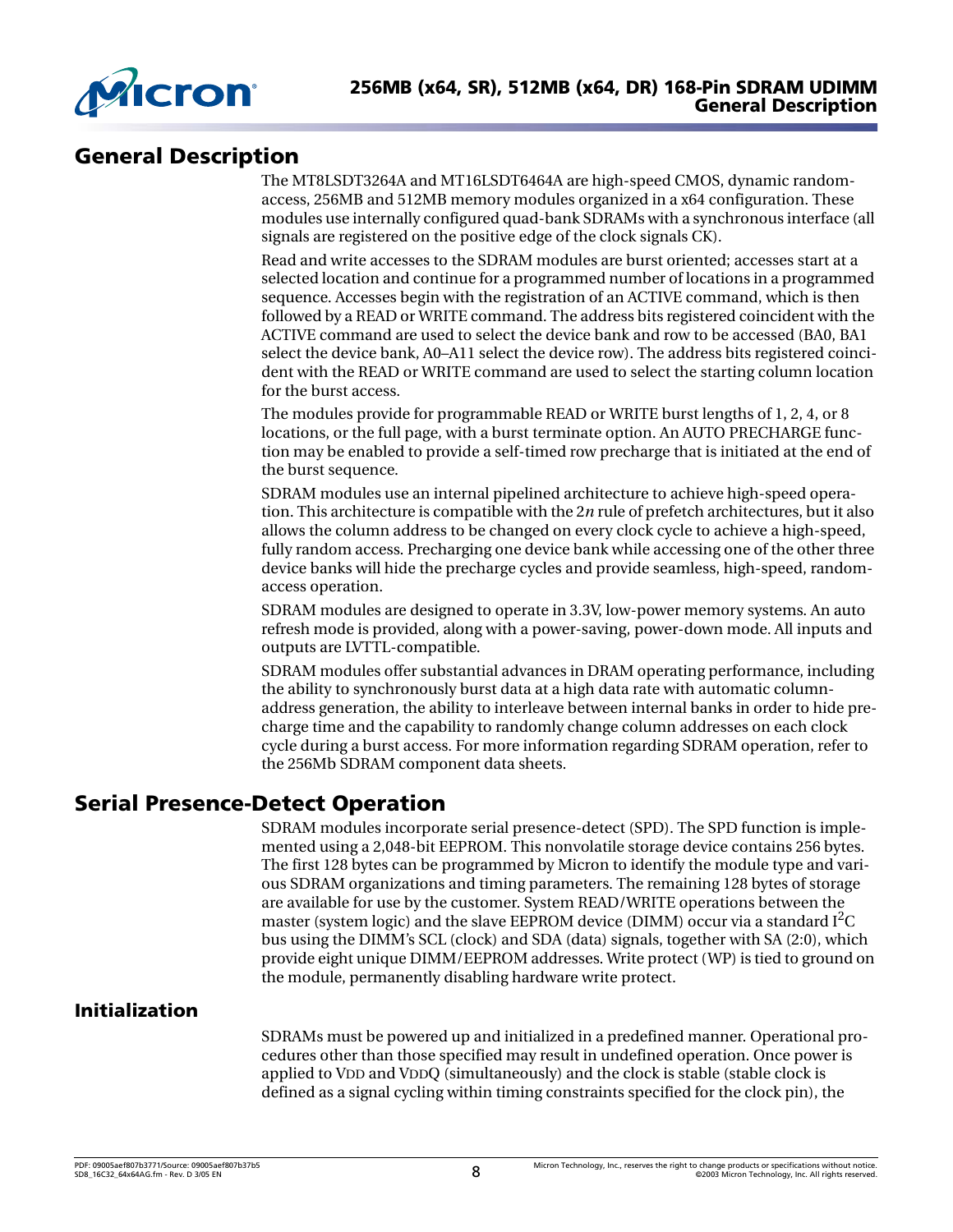## General Description

The MT8LSDT3264A and MT16LSDT6464A are high-speed CMOS, dynamic random-access, 256MB and 512MB memory modules organized in a x64 configuration. These modules use internally configured quad-bank SDRAMs with a synchronous interface (all signals are registered on the positive edge of the clock signals CK).

Read and write accesses to the SDRAM modules are burst oriented; accesses start at a selected location and continue for a programmed number of locations in a programmed sequence. Accesses begin with the registration of an ACTIVE command, which is then followed by a READ or WRITE command. The address bits registered coincident with the ACTIVE command are used to select the device bank and row to be accessed (BA0, BA1 select the device bank, A0–A11 select the device row). The address bits registered coincident with the READ or WRITE command are used to select the starting column location for the burst access.

The modules provide for programmable READ or WRITE burst lengths of 1, 2, 4, or 8 locations, or the full page, with a burst terminate option. An AUTO PRECHARGE function may be enabled to provide a self-timed row precharge that is initiated at the end of the burst sequence.

SDRAM modules use an internal pipelined architecture to achieve high-speed operation. This architecture is compatible with the 2*n* rule of prefetch architectures, but it also allows the column address to be changed on every clock cycle to achieve a high-speed, fully random access. Precharging one device bank while accessing one of the other three device banks will hide the precharge cycles and provide seamless, high-speed, random-access operation.

SDRAM modules are designed to operate in 3.3V, low-power memory systems. An auto refresh mode is provided, along with a power-saving, power-down mode. All inputs and outputs are LVTTL-compatible.

SDRAM modules offer substantial advances in DRAM operating performance, including the ability to synchronously burst data at a high data rate with automatic column-address generation, the ability to interleave between internal banks in order to hide precharge time and the capability to randomly change column addresses on each clock cycle during a burst access. For more information regarding SDRAM operation, refer to the 256Mb SDRAM component data sheets.

## Serial Presence-Detect Operation

SDRAM modules incorporate serial presence-detect (SPD). The SPD function is implemented using a 2,048-bit EEPROM. This nonvolatile storage device contains 256 bytes. The first 128 bytes can be programmed by Micron to identify the module type and various SDRAM organizations and timing parameters. The remaining 128 bytes of storage are available for use by the customer. System READ/WRITE operations between the master (system logic) and the slave EEPROM device (DIMM) occur via a standard $I^2C$ bus using the DIMM's SCL (clock) and SDA (data) signals, together with SA (2:0), which provide eight unique DIMM/EEPROM addresses. Write protect (WP) is tied to ground on the module, permanently disabling hardware write protect.

### Initialization

SDRAMs must be powered up and initialized in a predefined manner. Operational procedures other than those specified may result in undefined operation. Once power is applied to VDD and VDDQ (simultaneously) and the clock is stable (stable clock is defined as a signal cycling within timing constraints specified for the clock pin), the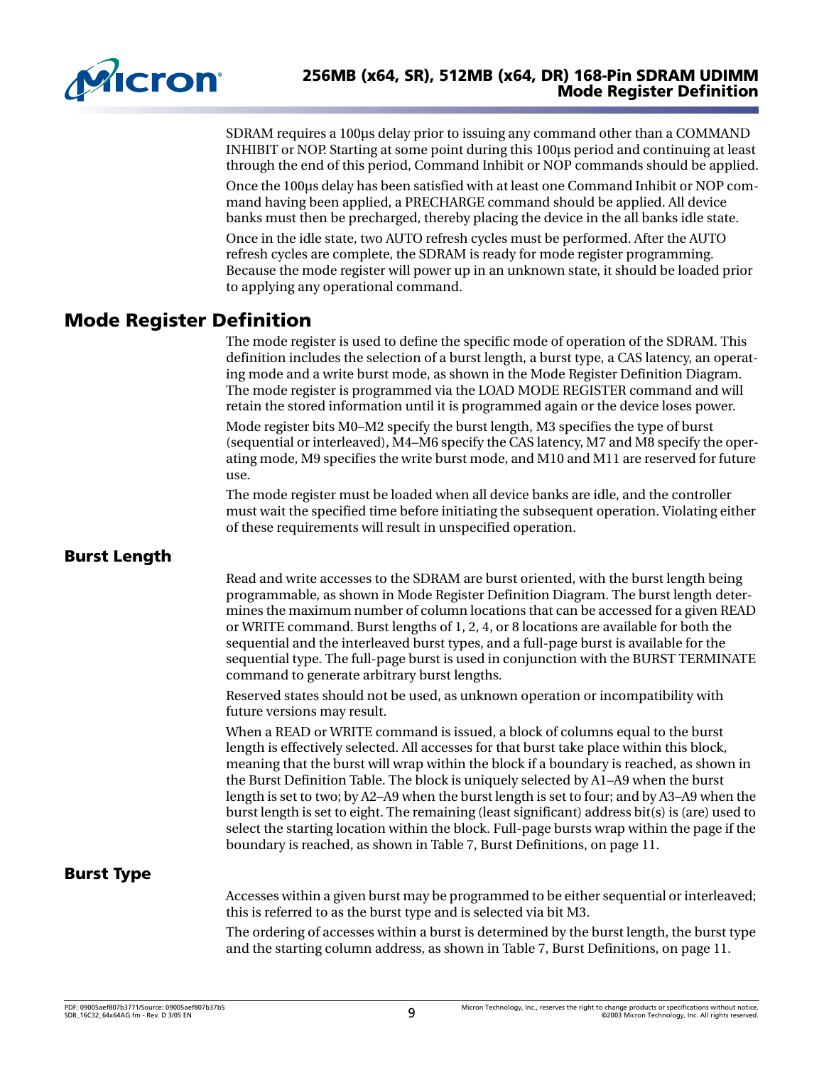SDRAM requires a 100µs delay prior to issuing any command other than a COMMAND INHIBIT or NOP. Starting at some point during this 100µs period and continuing at least through the end of this period, Command Inhibit or NOP commands should be applied.

Once the 100µs delay has been satisfied with at least one Command Inhibit or NOP command having been applied, a PRECHARGE command should be applied. All device banks must then be precharged, thereby placing the device in the all banks idle state.

Once in the idle state, two AUTO refresh cycles must be performed. After the AUTO refresh cycles are complete, the SDRAM is ready for mode register programming. Because the mode register will power up in an unknown state, it should be loaded prior to applying any operational command.

## Mode Register Definition

The mode register is used to define the specific mode of operation of the SDRAM. This definition includes the selection of a burst length, a burst type, a CAS latency, an operating mode and a write burst mode, as shown in the Mode Register Definition Diagram. The mode register is programmed via the LOAD MODE REGISTER command and will retain the stored information until it is programmed again or the device loses power.

Mode register bits M0–M2 specify the burst length, M3 specifies the type of burst (sequential or interleaved), M4–M6 specify the CAS latency, M7 and M8 specify the operating mode, M9 specifies the write burst mode, and M10 and M11 are reserved for future use.

The mode register must be loaded when all device banks are idle, and the controller must wait the specified time before initiating the subsequent operation. Violating either of these requirements will result in unspecified operation.

### Burst Length

Read and write accesses to the SDRAM are burst oriented, with the burst length being programmable, as shown in Mode Register Definition Diagram. The burst length determines the maximum number of column locations that can be accessed for a given READ or WRITE command. Burst lengths of 1, 2, 4, or 8 locations are available for both the sequential and the interleaved burst types, and a full-page burst is available for the sequential type. The full-page burst is used in conjunction with the BURST TERMINATE command to generate arbitrary burst lengths.

Reserved states should not be used, as unknown operation or incompatibility with future versions may result.

When a READ or WRITE command is issued, a block of columns equal to the burst length is effectively selected. All accesses for that burst take place within this block, meaning that the burst will wrap within the block if a boundary is reached, as shown in the Burst Definition Table. The block is uniquely selected by A1–A9 when the burst length is set to two; by A2–A9 when the burst length is set to four; and by A3–A9 when the burst length is set to eight. The remaining (least significant) address bit(s) is (are) used to select the starting location within the block. Full-page bursts wrap within the page if the boundary is reached, as shown in Table 7, Burst Definitions, on page 11.

### Burst Type

Accesses within a given burst may be programmed to be either sequential or interleaved; this is referred to as the burst type and is selected via bit M3.

The ordering of accesses within a burst is determined by the burst length, the burst type and the starting column address, as shown in Table 7, Burst Definitions, on page 11.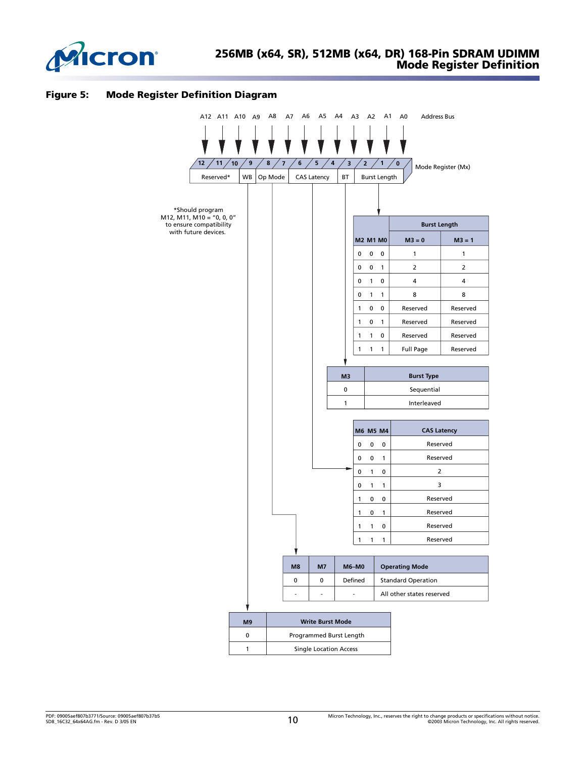## Figure 5: Mode Register Definition Diagram

Address Bus: A12 A11 A10 A9 A8 A7 A6 A5 A4 A3 A2 A1 A0

Mode Register (Mx):

| 12 | 11 | 10 | 9 | 8 | 7 | 6 | 5 | 4 | 3 | 2 | 1 | 0 |
|---|---|---|---|---|---|---|---|---|---|---|---|---|
| Reserved* | | | WB | Op Mode | | CAS Latency | | | BT | Burst Length | | |

*Should program M12, M11, M10 = "0, 0, 0" to ensure compatibility with future devices.

| M2 M1 M0 | Burst Length M3 = 0 | Burst Length M3 = 1 |
|---|---|---|
| 0 0 0 | 1 | 1 |
| 0 0 1 | 2 | 2 |
| 0 1 0 | 4 | 4 |
| 0 1 1 | 8 | 8 |
| 1 0 0 | Reserved | Reserved |
| 1 0 1 | Reserved | Reserved |
| 1 1 0 | Reserved | Reserved |
| 1 1 1 | Full Page | Reserved |

| M3 | Burst Type |
|---|---|
| 0 | Sequential |
| 1 | Interleaved |

| M6 M5 M4 | CAS Latency |
|---|---|
| 0 0 0 | Reserved |
| 0 0 1 | Reserved |
| 0 1 0 | 2 |
| 0 1 1 | 3 |
| 1 0 0 | Reserved |
| 1 0 1 | Reserved |
| 1 1 0 | Reserved |
| 1 1 1 | Reserved |

| M8 | M7 | M6–M0 | Operating Mode |
|---|---|---|---|
| 0 | 0 | Defined | Standard Operation |
| - | - | - | All other states reserved |

| M9 | Write Burst Mode |
|---|---|
| 0 | Programmed Burst Length |
| 1 | Single Location Access |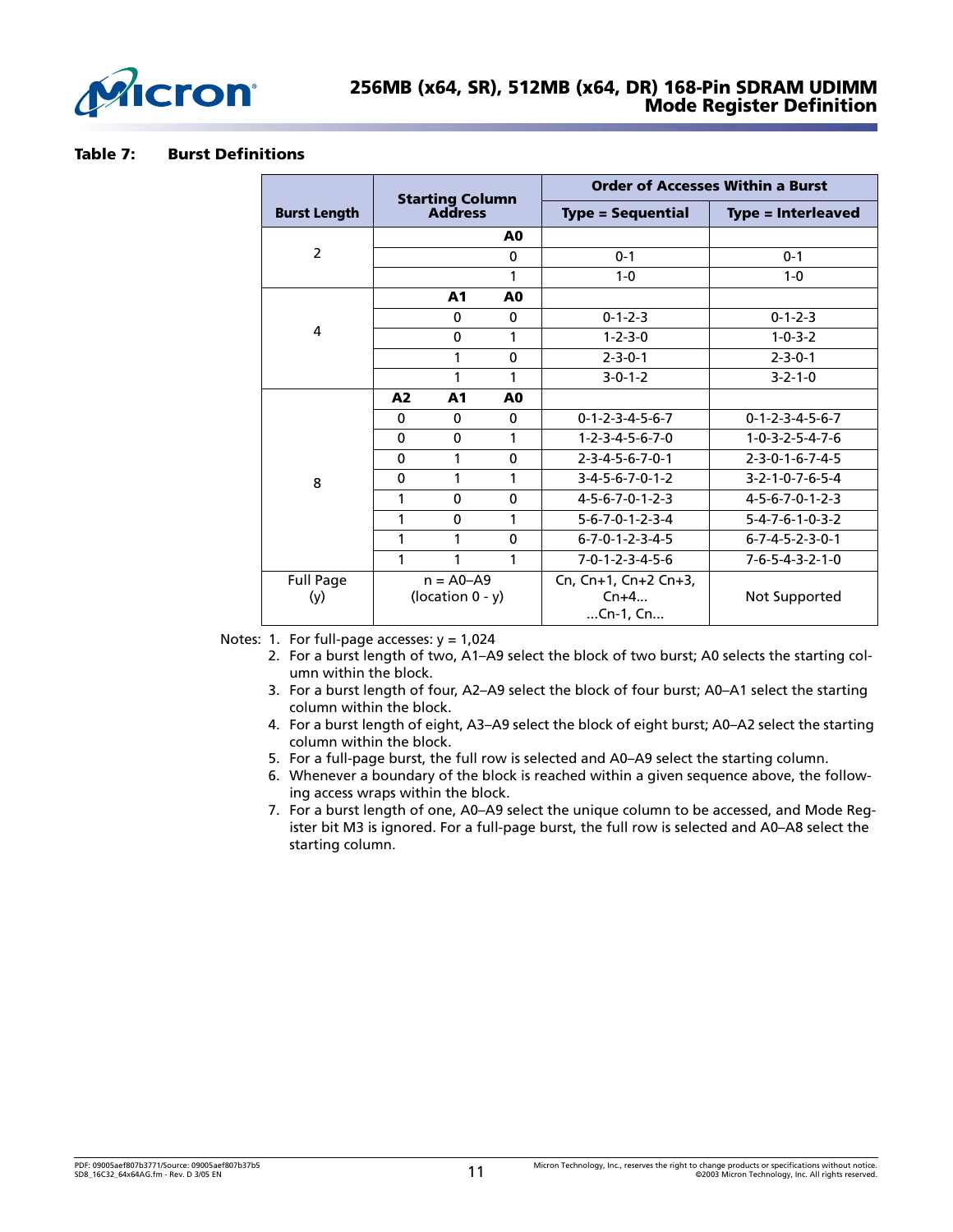**Table 7: Burst Definitions**

| Burst Length | Starting Column Address | | | Order of Accesses Within a Burst | |
|---|---|---|---|---|---|
| | | | | Type = Sequential | Type = Interleaved |
| 2 | | | A0 | | |
| | | | 0 | 0-1 | 0-1 |
| | | | 1 | 1-0 | 1-0 |
| 4 | | A1 | A0 | | |
| | | 0 | 0 | 0-1-2-3 | 0-1-2-3 |
| | | 0 | 1 | 1-2-3-0 | 1-0-3-2 |
| | | 1 | 0 | 2-3-0-1 | 2-3-0-1 |
| | | 1 | 1 | 3-0-1-2 | 3-2-1-0 |
| 8 | A2 | A1 | A0 | | |
| | 0 | 0 | 0 | 0-1-2-3-4-5-6-7 | 0-1-2-3-4-5-6-7 |
| | 0 | 0 | 1 | 1-2-3-4-5-6-7-0 | 1-0-3-2-5-4-7-6 |
| | 0 | 1 | 0 | 2-3-4-5-6-7-0-1 | 2-3-0-1-6-7-4-5 |
| | 0 | 1 | 1 | 3-4-5-6-7-0-1-2 | 3-2-1-0-7-6-5-4 |
| | 1 | 0 | 0 | 4-5-6-7-0-1-2-3 | 4-5-6-7-0-1-2-3 |
| | 1 | 0 | 1 | 5-6-7-0-1-2-3-4 | 5-4-7-6-1-0-3-2 |
| | 1 | 1 | 0 | 6-7-0-1-2-3-4-5 | 6-7-4-5-2-3-0-1 |
| | 1 | 1 | 1 | 7-0-1-2-3-4-5-6 | 7-6-5-4-3-2-1-0 |
| Full Page (y) | n = A0–A9 (location 0 - y) | | | Cn, Cn+1, Cn+2 Cn+3, Cn+4... ...Cn-1, Cn... | Not Supported |

Notes:
1. For full-page accesses: y = 1,024
2. For a burst length of two, A1–A9 select the block of two burst; A0 selects the starting column within the block.
3. For a burst length of four, A2–A9 select the block of four burst; A0–A1 select the starting column within the block.
4. For a burst length of eight, A3–A9 select the block of eight burst; A0–A2 select the starting column within the block.
5. For a full-page burst, the full row is selected and A0–A9 select the starting column.
6. Whenever a boundary of the block is reached within a given sequence above, the following access wraps within the block.
7. For a burst length of one, A0–A9 select the unique column to be accessed, and Mode Register bit M3 is ignored. For a full-page burst, the full row is selected and A0–A8 select the starting column.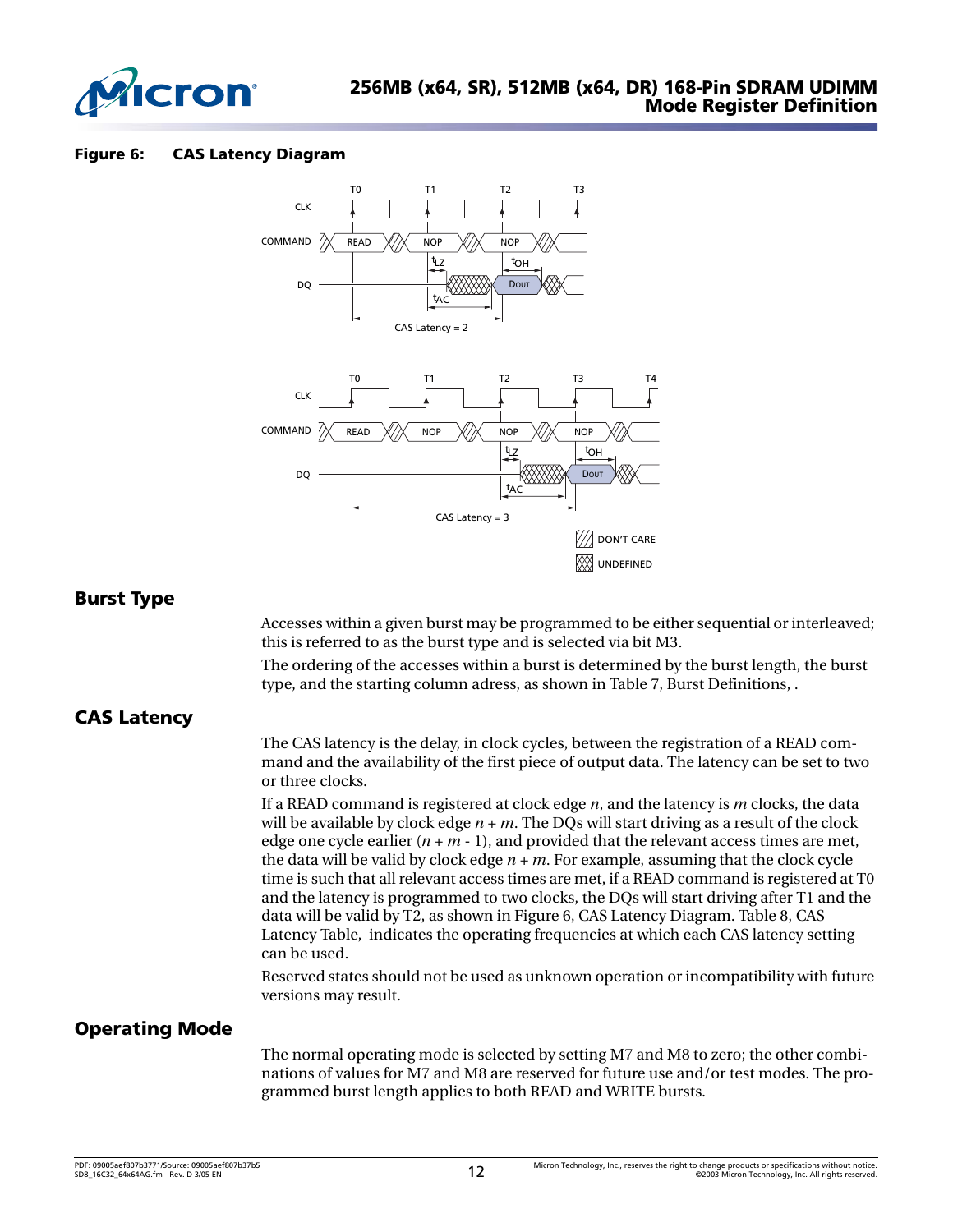**Figure 6: CAS Latency Diagram**

## Burst Type

Accesses within a given burst may be programmed to be either sequential or interleaved; this is referred to as the burst type and is selected via bit M3.

The ordering of the accesses within a burst is determined by the burst length, the burst type, and the starting column adress, as shown in Table 7, Burst Definitions, .

## CAS Latency

The CAS latency is the delay, in clock cycles, between the registration of a READ command and the availability of the first piece of output data. The latency can be set to two or three clocks.

If a READ command is registered at clock edge $n$, and the latency is $m$ clocks, the data will be available by clock edge $n + m$. The DQs will start driving as a result of the clock edge one cycle earlier ($n + m$ - 1), and provided that the relevant access times are met, the data will be valid by clock edge $n + m$. For example, assuming that the clock cycle time is such that all relevant access times are met, if a READ command is registered at T0 and the latency is programmed to two clocks, the DQs will start driving after T1 and the data will be valid by T2, as shown in Figure 6, CAS Latency Diagram. Table 8, CAS Latency Table, indicates the operating frequencies at which each CAS latency setting can be used.

Reserved states should not be used as unknown operation or incompatibility with future versions may result.

## Operating Mode

The normal operating mode is selected by setting M7 and M8 to zero; the other combinations of values for M7 and M8 are reserved for future use and/or test modes. The programmed burst length applies to both READ and WRITE bursts.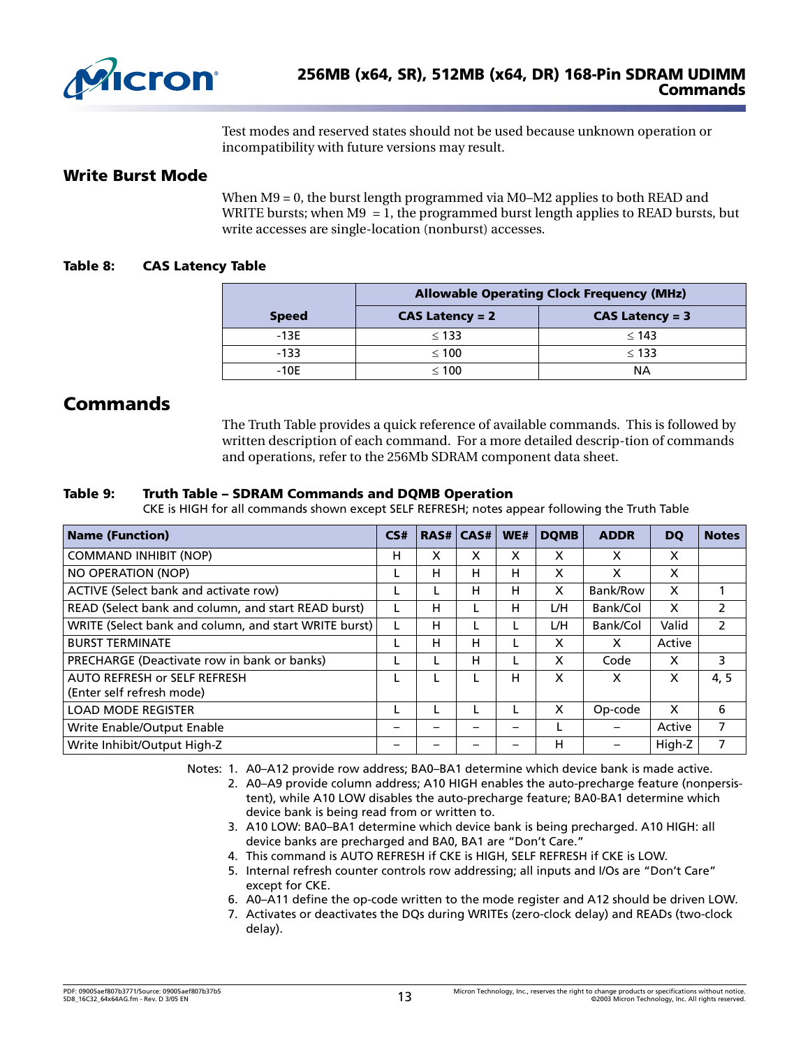Test modes and reserved states should not be used because unknown operation or incompatibility with future versions may result.

## Write Burst Mode

When M9 = 0, the burst length programmed via M0–M2 applies to both READ and WRITE bursts; when M9 = 1, the programmed burst length applies to READ bursts, but write accesses are single-location (nonburst) accesses.

**Table 8: CAS Latency Table**

| Speed | Allowable Operating Clock Frequency (MHz) | |
|---|---|---|
| | CAS Latency = 2 | CAS Latency = 3 |
| -13E | ≤ 133 | ≤ 143 |
| -133 | ≤ 100 | ≤ 133 |
| -10E | ≤ 100 | NA |

# Commands

The Truth Table provides a quick reference of available commands. This is followed by written description of each command. For a more detailed descrip-tion of commands and operations, refer to the 256Mb SDRAM component data sheet.

**Table 9: Truth Table – SDRAM Commands and DQMB Operation**

CKE is HIGH for all commands shown except SELF REFRESH; notes appear following the Truth Table

| Name (Function) | CS# | RAS# | CAS# | WE# | DQMB | ADDR | DQ | Notes |
|---|---|---|---|---|---|---|---|---|
| COMMAND INHIBIT (NOP) | H | X | X | X | X | X | X | |
| NO OPERATION (NOP) | L | H | H | H | X | X | X | |
| ACTIVE (Select bank and activate row) | L | L | H | H | X | Bank/Row | X | 1 |
| READ (Select bank and column, and start READ burst) | L | H | L | H | L/H | Bank/Col | X | 2 |
| WRITE (Select bank and column, and start WRITE burst) | L | H | L | L | L/H | Bank/Col | Valid | 2 |
| BURST TERMINATE | L | H | H | L | X | X | Active | |
| PRECHARGE (Deactivate row in bank or banks) | L | L | H | L | X | Code | X | 3 |
| AUTO REFRESH or SELF REFRESH (Enter self refresh mode) | L | L | L | H | X | X | X | 4, 5 |
| LOAD MODE REGISTER | L | L | L | L | X | Op-code | X | 6 |
| Write Enable/Output Enable | – | – | – | – | L | – | Active | 7 |
| Write Inhibit/Output High-Z | – | – | – | – | H | – | High-Z | 7 |

Notes:
1. A0–A12 provide row address; BA0–BA1 determine which device bank is made active.
2. A0–A9 provide column address; A10 HIGH enables the auto-precharge feature (nonpersistent), while A10 LOW disables the auto-precharge feature; BA0-BA1 determine which device bank is being read from or written to.
3. A10 LOW: BA0–BA1 determine which device bank is being precharged. A10 HIGH: all device banks are precharged and BA0, BA1 are “Don’t Care.”
4. This command is AUTO REFRESH if CKE is HIGH, SELF REFRESH if CKE is LOW.
5. Internal refresh counter controls row addressing; all inputs and I/Os are “Don’t Care” except for CKE.
6. A0–A11 define the op-code written to the mode register and A12 should be driven LOW.
7. Activates or deactivates the DQs during WRITEs (zero-clock delay) and READs (two-clock delay).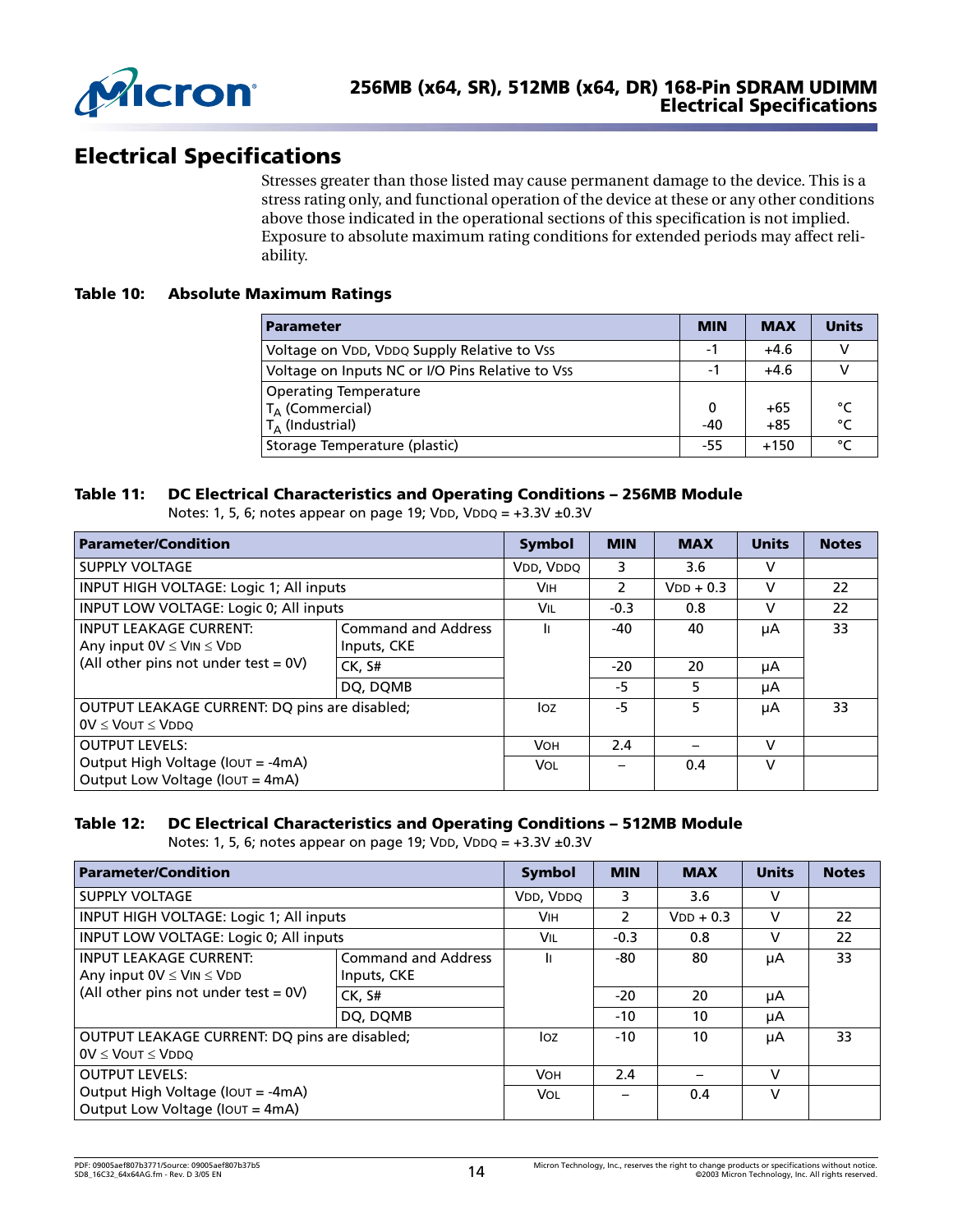# Electrical Specifications

Stresses greater than those listed may cause permanent damage to the device. This is a stress rating only, and functional operation of the device at these or any other conditions above those indicated in the operational sections of this specification is not implied. Exposure to absolute maximum rating conditions for extended periods may affect reliability.

**Table 10: Absolute Maximum Ratings**

| Parameter | MIN | MAX | Units |
|---|---|---|---|
| Voltage on VDD, VDDQ Supply Relative to VSS | -1 | +4.6 | V |
| Voltage on Inputs NC or I/O Pins Relative to VSS | -1 | +4.6 | V |
| Operating Temperature<br>$T_A$ (Commercial)<br>$T_A$ (Industrial) | <br>0<br>-40 | <br>+65<br>+85 | <br>°C<br>°C |
| Storage Temperature (plastic) | -55 | +150 | °C |

**Table 11: DC Electrical Characteristics and Operating Conditions – 256MB Module**

Notes: 1, 5, 6; notes appear on page 19; VDD, VDDQ = +3.3V ±0.3V

| Parameter/Condition | | Symbol | MIN | MAX | Units | Notes |
|---|---|---|---|---|---|---|
| SUPPLY VOLTAGE | | VDD, VDDQ | 3 | 3.6 | V | |
| INPUT HIGH VOLTAGE: Logic 1; All inputs | | VIH | 2 | VDD + 0.3 | V | 22 |
| INPUT LOW VOLTAGE: Logic 0; All inputs | | VIL | -0.3 | 0.8 | V | 22 |
| INPUT LEAKAGE CURRENT: Any input 0V ≤ VIN ≤ VDD (All other pins not under test = 0V) | Command and Address Inputs, CKE | II | -40 | 40 | µA | 33 |
| | CK, S# | | -20 | 20 | µA | |
| | DQ, DQMB | | -5 | 5 | µA | |
| OUTPUT LEAKAGE CURRENT: DQ pins are disabled; 0V ≤ VOUT ≤ VDDQ | | IOZ | -5 | 5 | µA | 33 |
| OUTPUT LEVELS: Output High Voltage (IOUT = -4mA) | | VOH | 2.4 | – | V | |
| Output Low Voltage (IOUT = 4mA) | | VOL | – | 0.4 | V | |

**Table 12: DC Electrical Characteristics and Operating Conditions – 512MB Module**

Notes: 1, 5, 6; notes appear on page 19; VDD, VDDQ = +3.3V ±0.3V

| Parameter/Condition | | Symbol | MIN | MAX | Units | Notes |
|---|---|---|---|---|---|---|
| SUPPLY VOLTAGE | | VDD, VDDQ | 3 | 3.6 | V | |
| INPUT HIGH VOLTAGE: Logic 1; All inputs | | VIH | 2 | VDD + 0.3 | V | 22 |
| INPUT LOW VOLTAGE: Logic 0; All inputs | | VIL | -0.3 | 0.8 | V | 22 |
| INPUT LEAKAGE CURRENT: Any input 0V ≤ VIN ≤ VDD (All other pins not under test = 0V) | Command and Address Inputs, CKE | II | -80 | 80 | µA | 33 |
| | CK, S# | | -20 | 20 | µA | |
| | DQ, DQMB | | -10 | 10 | µA | |
| OUTPUT LEAKAGE CURRENT: DQ pins are disabled; 0V ≤ VOUT ≤ VDDQ | | IOZ | -10 | 10 | µA | 33 |
| OUTPUT LEVELS: Output High Voltage (IOUT = -4mA) | | VOH | 2.4 | – | V | |
| Output Low Voltage (IOUT = 4mA) | | VOL | – | 0.4 | V | |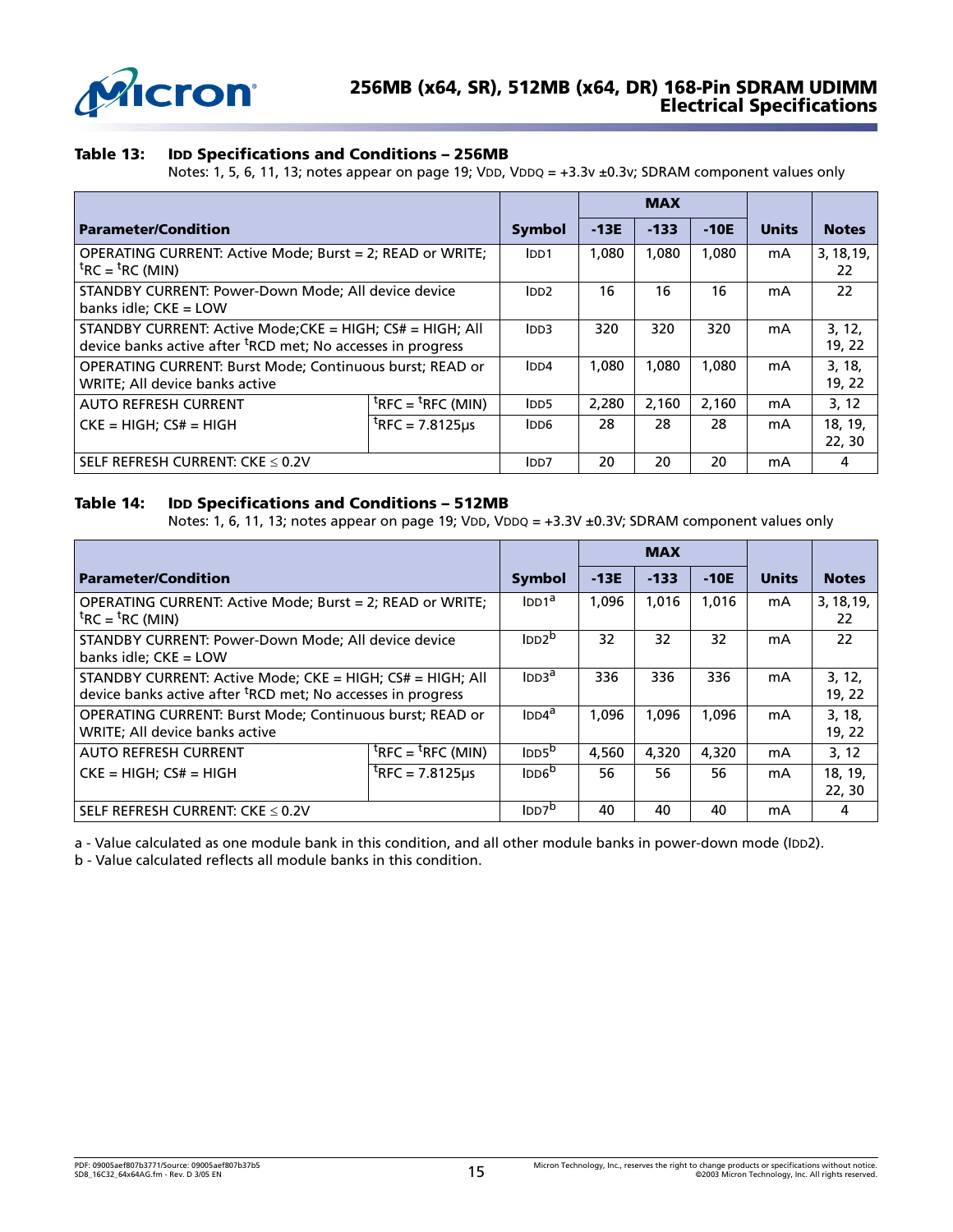### Table 13: IDD Specifications and Conditions – 256MB

Notes: 1, 5, 6, 11, 13; notes appear on page 19; VDD, VDDQ = +3.3v ±0.3v; SDRAM component values only

| Parameter/Condition | | Symbol | MAX -13E | MAX -133 | MAX -10E | Units | Notes |
|---|---|---|---|---|---|---|---|
| OPERATING CURRENT: Active Mode; Burst = 2; READ or WRITE; $^tRC = {}^tRC$ (MIN) | | IDD1 | 1,080 | 1,080 | 1,080 | mA | 3, 18,19, 22 |
| STANDBY CURRENT: Power-Down Mode; All device device banks idle; CKE = LOW | | IDD2 | 16 | 16 | 16 | mA | 22 |
| STANDBY CURRENT: Active Mode;CKE = HIGH; CS# = HIGH; All device banks active after $^tRCD$ met; No accesses in progress | | IDD3 | 320 | 320 | 320 | mA | 3, 12, 19, 22 |
| OPERATING CURRENT: Burst Mode; Continuous burst; READ or WRITE; All device banks active | | IDD4 | 1,080 | 1,080 | 1,080 | mA | 3, 18, 19, 22 |
| AUTO REFRESH CURRENT CKE = HIGH; CS# = HIGH | $^tRFC = {}^tRFC$ (MIN) | IDD5 | 2,280 | 2,160 | 2,160 | mA | 3, 12 |
| | $^tRFC$ = 7.8125µs | IDD6 | 28 | 28 | 28 | mA | 18, 19, 22, 30 |
| SELF REFRESH CURRENT: CKE ≤ 0.2V | | IDD7 | 20 | 20 | 20 | mA | 4 |

### Table 14: IDD Specifications and Conditions – 512MB

Notes: 1, 6, 11, 13; notes appear on page 19; VDD, VDDQ = +3.3V ±0.3V; SDRAM component values only

| Parameter/Condition | | Symbol | MAX -13E | MAX -133 | MAX -10E | Units | Notes |
|---|---|---|---|---|---|---|---|
| OPERATING CURRENT: Active Mode; Burst = 2; READ or WRITE; $^tRC = {}^tRC$ (MIN) | | IDD1[a] | 1,096 | 1,016 | 1,016 | mA | 3, 18,19, 22 |
| STANDBY CURRENT: Power-Down Mode; All device device banks idle; CKE = LOW | | IDD2[b] | 32 | 32 | 32 | mA | 22 |
| STANDBY CURRENT: Active Mode; CKE = HIGH; CS# = HIGH; All device banks active after $^tRCD$ met; No accesses in progress | | IDD3[a] | 336 | 336 | 336 | mA | 3, 12, 19, 22 |
| OPERATING CURRENT: Burst Mode; Continuous burst; READ or WRITE; All device banks active | | IDD4[a] | 1,096 | 1,096 | 1,096 | mA | 3, 18, 19, 22 |
| AUTO REFRESH CURRENT CKE = HIGH; CS# = HIGH | $^tRFC = {}^tRFC$ (MIN) | IDD5[b] | 4,560 | 4,320 | 4,320 | mA | 3, 12 |
| | $^tRFC$ = 7.8125µs | IDD6[b] | 56 | 56 | 56 | mA | 18, 19, 22, 30 |
| SELF REFRESH CURRENT: CKE ≤ 0.2V | | IDD7[b] | 40 | 40 | 40 | mA | 4 |

a - Value calculated as one module bank in this condition, and all other module banks in power-down mode (IDD2).

b - Value calculated reflects all module banks in this condition.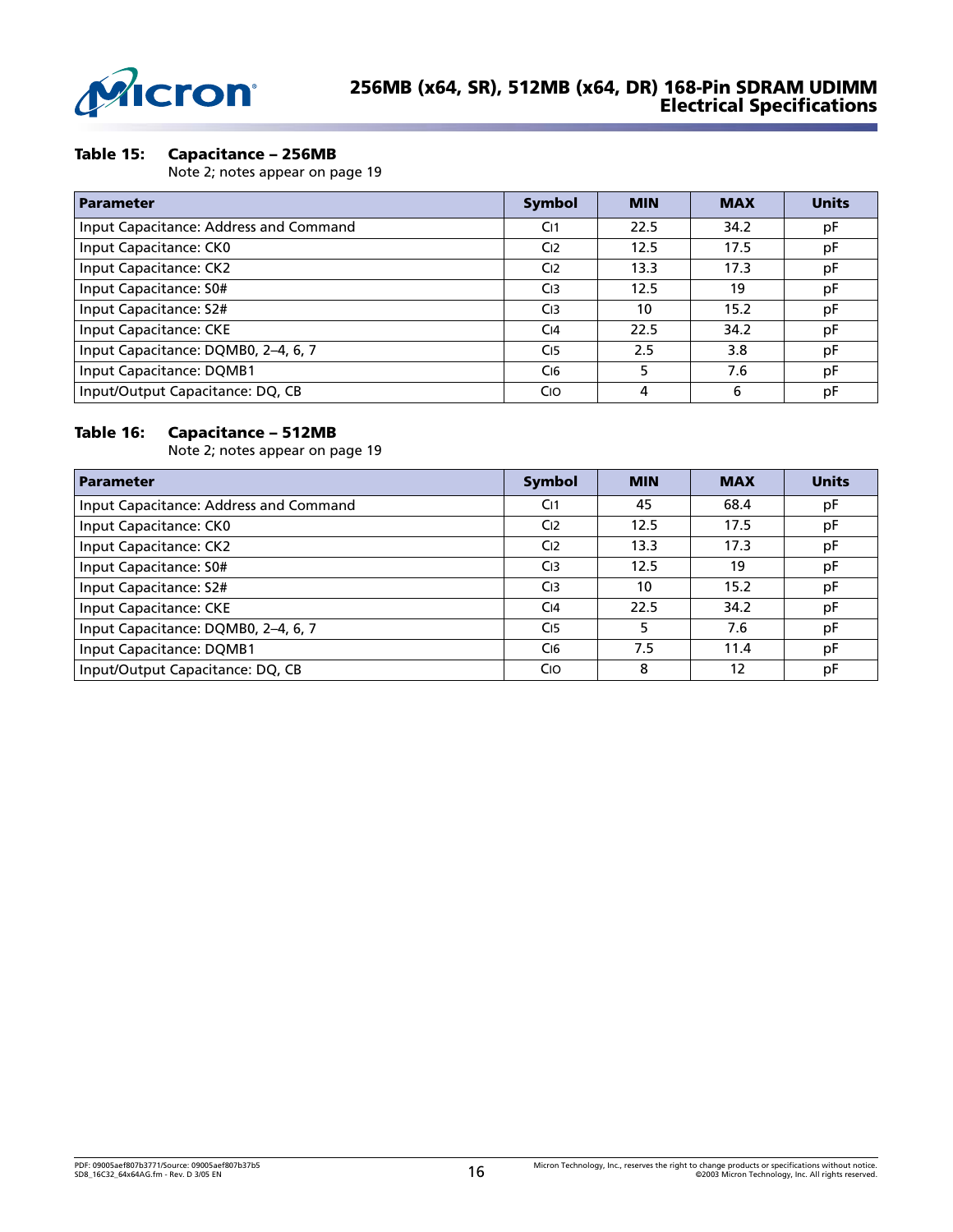### Table 15: Capacitance – 256MB

Note 2; notes appear on page 19

| Parameter | Symbol | MIN | MAX | Units |
|---|---|---|---|---|
| Input Capacitance: Address and Command | $C_{I1}$ | 22.5 | 34.2 | pF |
| Input Capacitance: CK0 | $C_{I2}$ | 12.5 | 17.5 | pF |
| Input Capacitance: CK2 | $C_{I2}$ | 13.3 | 17.3 | pF |
| Input Capacitance: S0# | $C_{I3}$ | 12.5 | 19 | pF |
| Input Capacitance: S2# | $C_{I3}$ | 10 | 15.2 | pF |
| Input Capacitance: CKE | $C_{I4}$ | 22.5 | 34.2 | pF |
| Input Capacitance: DQMB0, 2–4, 6, 7 | $C_{I5}$ | 2.5 | 3.8 | pF |
| Input Capacitance: DQMB1 | $C_{I6}$ | 5 | 7.6 | pF |
| Input/Output Capacitance: DQ, CB | $C_{IO}$ | 4 | 6 | pF |

### Table 16: Capacitance – 512MB

Note 2; notes appear on page 19

| Parameter | Symbol | MIN | MAX | Units |
|---|---|---|---|---|
| Input Capacitance: Address and Command | $C_{I1}$ | 45 | 68.4 | pF |
| Input Capacitance: CK0 | $C_{I2}$ | 12.5 | 17.5 | pF |
| Input Capacitance: CK2 | $C_{I2}$ | 13.3 | 17.3 | pF |
| Input Capacitance: S0# | $C_{I3}$ | 12.5 | 19 | pF |
| Input Capacitance: S2# | $C_{I3}$ | 10 | 15.2 | pF |
| Input Capacitance: CKE | $C_{I4}$ | 22.5 | 34.2 | pF |
| Input Capacitance: DQMB0, 2–4, 6, 7 | $C_{I5}$ | 5 | 7.6 | pF |
| Input Capacitance: DQMB1 | $C_{I6}$ | 7.5 | 11.4 | pF |
| Input/Output Capacitance: DQ, CB | $C_{IO}$ | 8 | 12 | pF |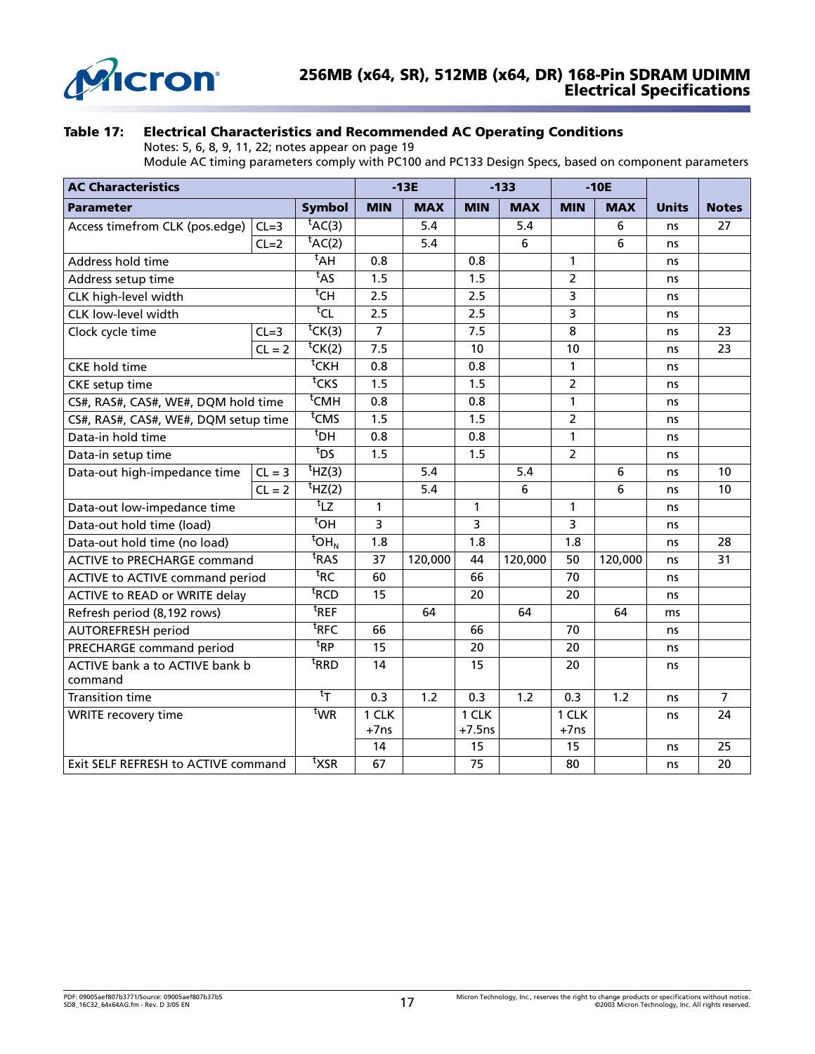**Table 17: Electrical Characteristics and Recommended AC Operating Conditions**

Notes: 5, 6, 8, 9, 11, 22; notes appear on page 19

Module AC timing parameters comply with PC100 and PC133 Design Specs, based on component parameters

| AC Characteristics | | | -13E | | -133 | | -10E | | | |
|---|---|---|---|---|---|---|---|---|---|---|
| **Parameter** | | **Symbol** | **MIN** | **MAX** | **MIN** | **MAX** | **MIN** | **MAX** | **Units** | **Notes** |
| Access timefrom CLK (pos.edge) | CL=3 | $^tAC(3)$ | | 5.4 | | 5.4 | | 6 | ns | 27 |
| | CL=2 | $^tAC(2)$ | | 5.4 | | 6 | | 6 | ns | |
| Address hold time | | $^tAH$ | 0.8 | | 0.8 | | 1 | | ns | |
| Address setup time | | $^tAS$ | 1.5 | | 1.5 | | 2 | | ns | |
| CLK high-level width | | $^tCH$ | 2.5 | | 2.5 | | 3 | | ns | |
| CLK low-level width | | $^tCL$ | 2.5 | | 2.5 | | 3 | | ns | |
| Clock cycle time | CL=3 | $^tCK(3)$ | 7 | | 7.5 | | 8 | | ns | 23 |
| | CL = 2 | $^tCK(2)$ | 7.5 | | 10 | | 10 | | ns | 23 |
| CKE hold time | | $^tCKH$ | 0.8 | | 0.8 | | 1 | | ns | |
| CKE setup time | | $^tCKS$ | 1.5 | | 1.5 | | 2 | | ns | |
| CS#, RAS#, CAS#, WE#, DQM hold time | | $^tCMH$ | 0.8 | | 0.8 | | 1 | | ns | |
| CS#, RAS#, CAS#, WE#, DQM setup time | | $^tCMS$ | 1.5 | | 1.5 | | 2 | | ns | |
| Data-in hold time | | $^tDH$ | 0.8 | | 0.8 | | 1 | | ns | |
| Data-in setup time | | $^tDS$ | 1.5 | | 1.5 | | 2 | | ns | |
| Data-out high-impedance time | CL = 3 | $^tHZ(3)$ | | 5.4 | | 5.4 | | 6 | ns | 10 |
| | CL = 2 | $^tHZ(2)$ | | 5.4 | | 6 | | 6 | ns | 10 |
| Data-out low-impedance time | | $^tLZ$ | 1 | | 1 | | 1 | | ns | |
| Data-out hold time (load) | | $^tOH$ | 3 | | 3 | | 3 | | ns | |
| Data-out hold time (no load) | | $^tOH_N$ | 1.8 | | 1.8 | | 1.8 | | ns | 28 |
| ACTIVE to PRECHARGE command | | $^tRAS$ | 37 | 120,000 | 44 | 120,000 | 50 | 120,000 | ns | 31 |
| ACTIVE to ACTIVE command period | | $^tRC$ | 60 | | 66 | | 70 | | ns | |
| ACTIVE to READ or WRITE delay | | $^tRCD$ | 15 | | 20 | | 20 | | ns | |
| Refresh period (8,192 rows) | | $^tREF$ | | 64 | | 64 | | 64 | ms | |
| AUTOREFRESH period | | $^tRFC$ | 66 | | 66 | | 70 | | ns | |
| PRECHARGE command period | | $^tRP$ | 15 | | 20 | | 20 | | ns | |
| ACTIVE bank a to ACTIVE bank b command | | $^tRRD$ | 14 | | 15 | | 20 | | ns | |
| Transition time | | $^tT$ | 0.3 | 1.2 | 0.3 | 1.2 | 0.3 | 1.2 | ns | 7 |
| WRITE recovery time | | $^tWR$ | 1 CLK +7ns | | 1 CLK +7.5ns | | 1 CLK +7ns | | ns | 24 |
| | | | 14 | | 15 | | 15 | | ns | 25 |
| Exit SELF REFRESH to ACTIVE command | | $^tXSR$ | 67 | | 75 | | 80 | | ns | 20 |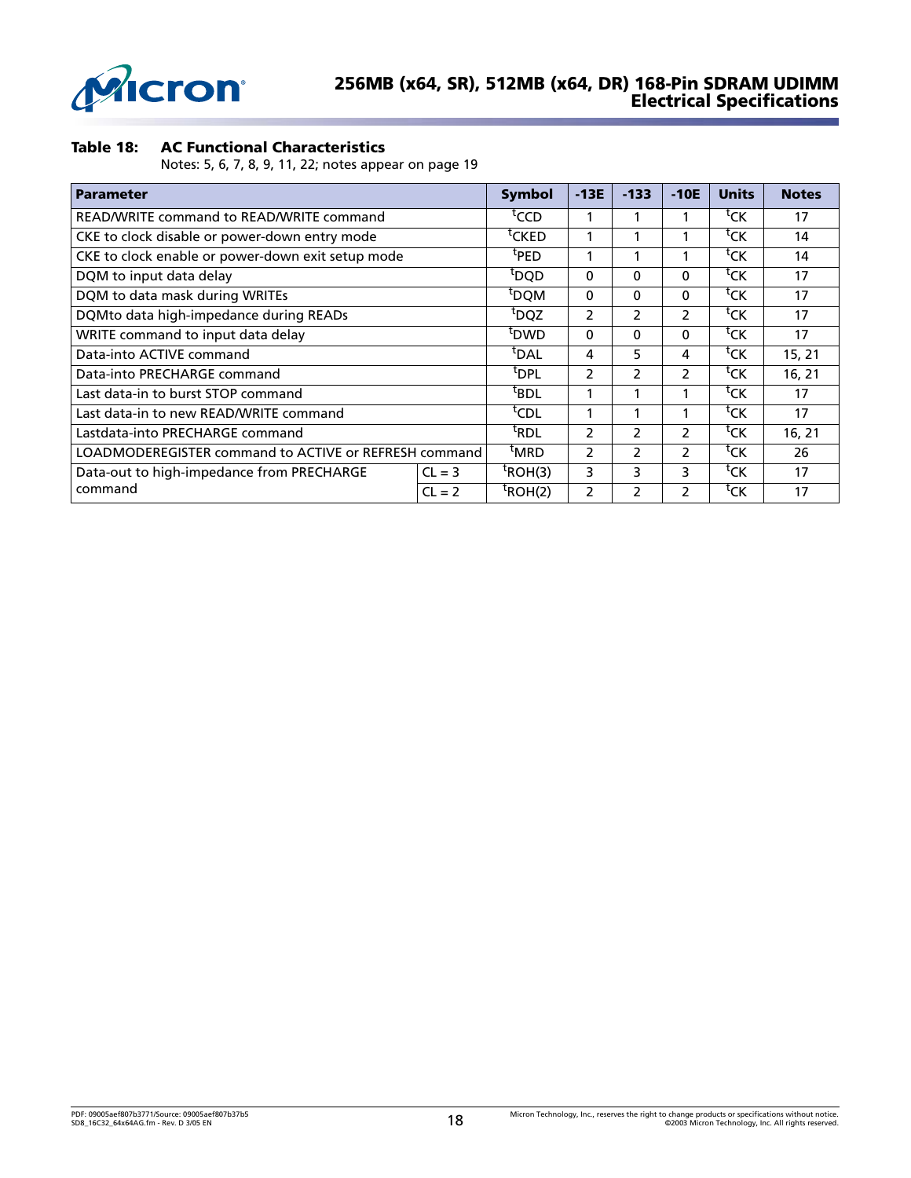**Table 18: AC Functional Characteristics**

Notes: 5, 6, 7, 8, 9, 11, 22; notes appear on page 19

| Parameter | | Symbol | -13E | -133 | -10E | Units | Notes |
|---|---|---|---|---|---|---|---|
| READ/WRITE command to READ/WRITE command | | $^{t}$CCD | 1 | 1 | 1 | $^{t}$CK | 17 |
| CKE to clock disable or power-down entry mode | | $^{t}$CKED | 1 | 1 | 1 | $^{t}$CK | 14 |
| CKE to clock enable or power-down exit setup mode | | $^{t}$PED | 1 | 1 | 1 | $^{t}$CK | 14 |
| DQM to input data delay | | $^{t}$DQD | 0 | 0 | 0 | $^{t}$CK | 17 |
| DQM to data mask during WRITEs | | $^{t}$DQM | 0 | 0 | 0 | $^{t}$CK | 17 |
| DQMto data high-impedance during READs | | $^{t}$DQZ | 2 | 2 | 2 | $^{t}$CK | 17 |
| WRITE command to input data delay | | $^{t}$DWD | 0 | 0 | 0 | $^{t}$CK | 17 |
| Data-into ACTIVE command | | $^{t}$DAL | 4 | 5 | 4 | $^{t}$CK | 15, 21 |
| Data-into PRECHARGE command | | $^{t}$DPL | 2 | 2 | 2 | $^{t}$CK | 16, 21 |
| Last data-in to burst STOP command | | $^{t}$BDL | 1 | 1 | 1 | $^{t}$CK | 17 |
| Last data-in to new READ/WRITE command | | $^{t}$CDL | 1 | 1 | 1 | $^{t}$CK | 17 |
| Lastdata-into PRECHARGE command | | $^{t}$RDL | 2 | 2 | 2 | $^{t}$CK | 16, 21 |
| LOADMODEREGISTER command to ACTIVE or REFRESH command | | $^{t}$MRD | 2 | 2 | 2 | $^{t}$CK | 26 |
| Data-out to high-impedance from PRECHARGE command | CL = 3 | $^{t}$ROH(3) | 3 | 3 | 3 | $^{t}$CK | 17 |
| | CL = 2 | $^{t}$ROH(2) | 2 | 2 | 2 | $^{t}$CK | 17 |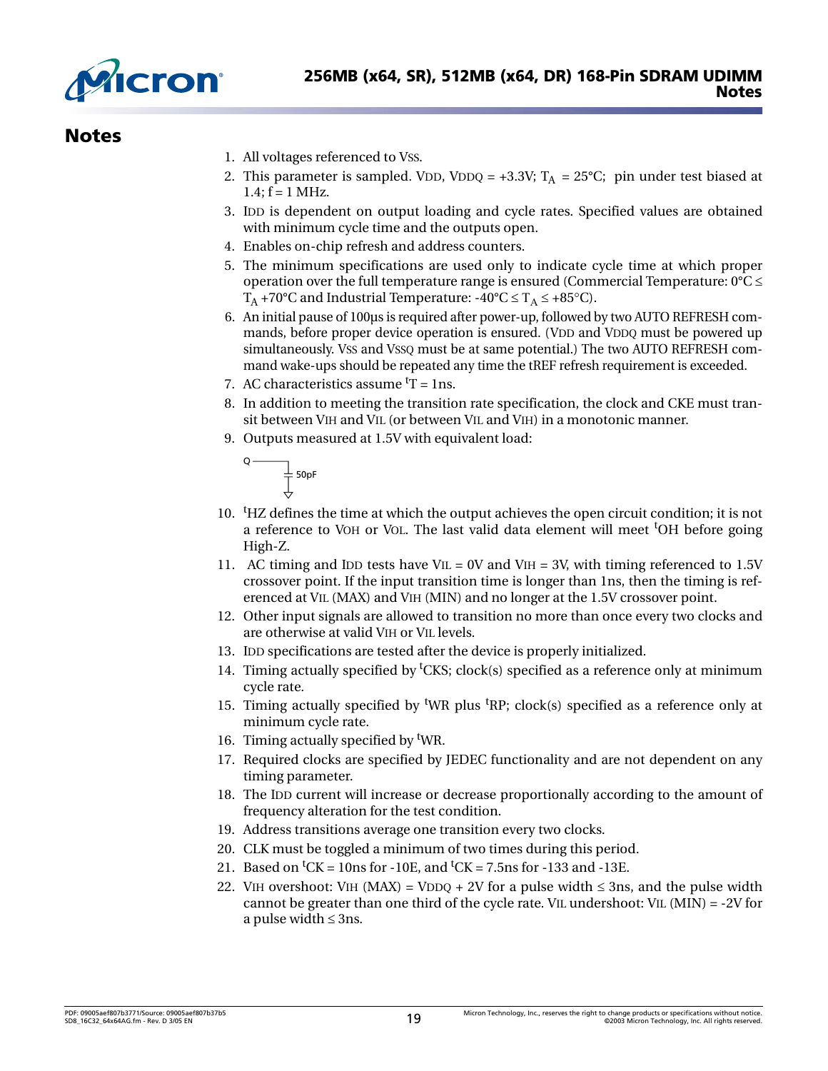# Notes

1. All voltages referenced to VSS.
2. This parameter is sampled. VDD, VDDQ = +3.3V; $T_A$ = 25°C; pin under test biased at 1.4; f = 1 MHz.
3. IDD is dependent on output loading and cycle rates. Specified values are obtained with minimum cycle time and the outputs open.
4. Enables on-chip refresh and address counters.
5. The minimum specifications are used only to indicate cycle time at which proper operation over the full temperature range is ensured (Commercial Temperature: 0°C ≤ $T_A$ +70°C and Industrial Temperature: -40°C ≤ $T_A$ ≤ +85°C).
6. An initial pause of 100µs is required after power-up, followed by two AUTO REFRESH commands, before proper device operation is ensured. (VDD and VDDQ must be powered up simultaneously. VSS and VSSQ must be at same potential.) The two AUTO REFRESH command wake-ups should be repeated any time the tREF refresh requirement is exceeded.
7. AC characteristics assume $^tT$ = 1ns.
8. In addition to meeting the transition rate specification, the clock and CKE must transit between VIH and VIL (or between VIL and VIH) in a monotonic manner.
9. Outputs measured at 1.5V with equivalent load:

   Q ── 50pF ── (ground)

10. $^tHZ$ defines the time at which the output achieves the open circuit condition; it is not a reference to VOH or VOL. The last valid data element will meet $^tOH$ before going High-Z.
11. AC timing and IDD tests have VIL = 0V and VIH = 3V, with timing referenced to 1.5V crossover point. If the input transition time is longer than 1ns, then the timing is referenced at VIL (MAX) and VIH (MIN) and no longer at the 1.5V crossover point.
12. Other input signals are allowed to transition no more than once every two clocks and are otherwise at valid VIH or VIL levels.
13. IDD specifications are tested after the device is properly initialized.
14. Timing actually specified by $^tCKS$; clock(s) specified as a reference only at minimum cycle rate.
15. Timing actually specified by $^tWR$ plus $^tRP$; clock(s) specified as a reference only at minimum cycle rate.
16. Timing actually specified by $^tWR$.
17. Required clocks are specified by JEDEC functionality and are not dependent on any timing parameter.
18. The IDD current will increase or decrease proportionally according to the amount of frequency alteration for the test condition.
19. Address transitions average one transition every two clocks.
20. CLK must be toggled a minimum of two times during this period.
21. Based on $^tCK$ = 10ns for -10E, and $^tCK$ = 7.5ns for -133 and -13E.
22. VIH overshoot: VIH (MAX) = VDDQ + 2V for a pulse width ≤ 3ns, and the pulse width cannot be greater than one third of the cycle rate. VIL undershoot: VIL (MIN) = -2V for a pulse width ≤ 3ns.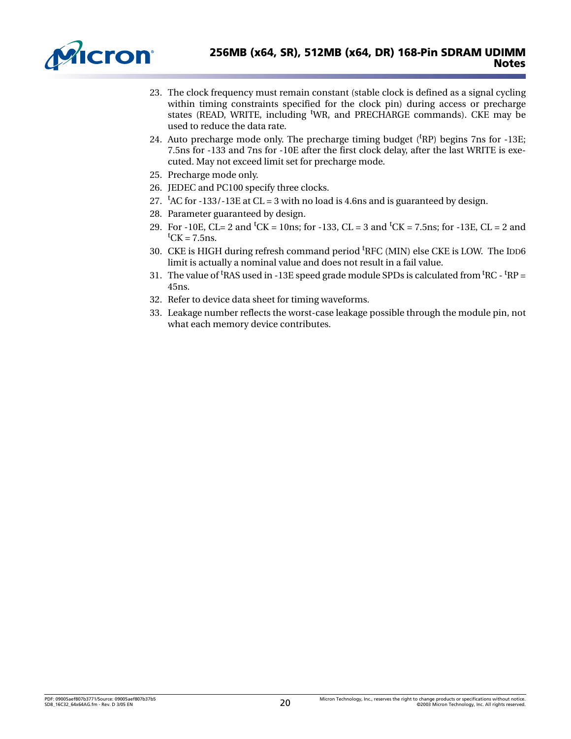23. The clock frequency must remain constant (stable clock is defined as a signal cycling within timing constraints specified for the clock pin) during access or precharge states (READ, WRITE, including $^{t}$WR, and PRECHARGE commands). CKE may be used to reduce the data rate.
24. Auto precharge mode only. The precharge timing budget ($^{t}$RP) begins 7ns for -13E; 7.5ns for -133 and 7ns for -10E after the first clock delay, after the last WRITE is executed. May not exceed limit set for precharge mode.
25. Precharge mode only.
26. JEDEC and PC100 specify three clocks.
27. $^{t}$AC for -133/-13E at CL = 3 with no load is 4.6ns and is guaranteed by design.
28. Parameter guaranteed by design.
29. For -10E, CL= 2 and $^{t}$CK = 10ns; for -133, CL = 3 and $^{t}$CK = 7.5ns; for -13E, CL = 2 and $^{t}$CK = 7.5ns.
30. CKE is HIGH during refresh command period $^{t}$RFC (MIN) else CKE is LOW. The IDD6 limit is actually a nominal value and does not result in a fail value.
31. The value of $^{t}$RAS used in -13E speed grade module SPDs is calculated from $^{t}$RC - $^{t}$RP = 45ns.
32. Refer to device data sheet for timing waveforms.
33. Leakage number reflects the worst-case leakage possible through the module pin, not what each memory device contributes.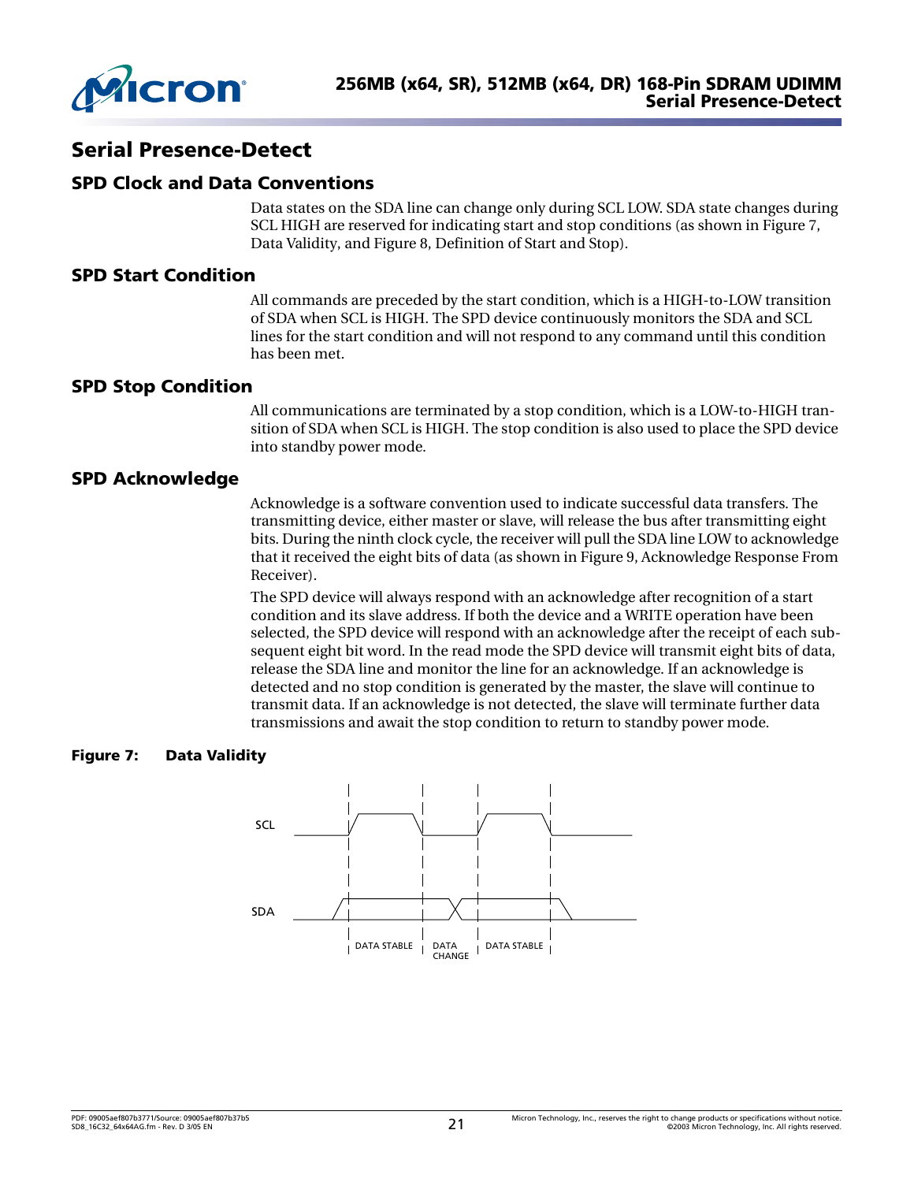# Serial Presence-Detect

## SPD Clock and Data Conventions

Data states on the SDA line can change only during SCL LOW. SDA state changes during SCL HIGH are reserved for indicating start and stop conditions (as shown in Figure 7, Data Validity, and Figure 8, Definition of Start and Stop).

## SPD Start Condition

All commands are preceded by the start condition, which is a HIGH-to-LOW transition of SDA when SCL is HIGH. The SPD device continuously monitors the SDA and SCL lines for the start condition and will not respond to any command until this condition has been met.

## SPD Stop Condition

All communications are terminated by a stop condition, which is a LOW-to-HIGH transition of SDA when SCL is HIGH. The stop condition is also used to place the SPD device into standby power mode.

## SPD Acknowledge

Acknowledge is a software convention used to indicate successful data transfers. The transmitting device, either master or slave, will release the bus after transmitting eight bits. During the ninth clock cycle, the receiver will pull the SDA line LOW to acknowledge that it received the eight bits of data (as shown in Figure 9, Acknowledge Response From Receiver).

The SPD device will always respond with an acknowledge after recognition of a start condition and its slave address. If both the device and a WRITE operation have been selected, the SPD device will respond with an acknowledge after the receipt of each subsequent eight bit word. In the read mode the SPD device will transmit eight bits of data, release the SDA line and monitor the line for an acknowledge. If an acknowledge is detected and no stop condition is generated by the master, the slave will continue to transmit data. If an acknowledge is not detected, the slave will terminate further data transmissions and await the stop condition to return to standby power mode.

**Figure 7: Data Validity**

SCL

SDA

DATA STABLE | DATA CHANGE | DATA STABLE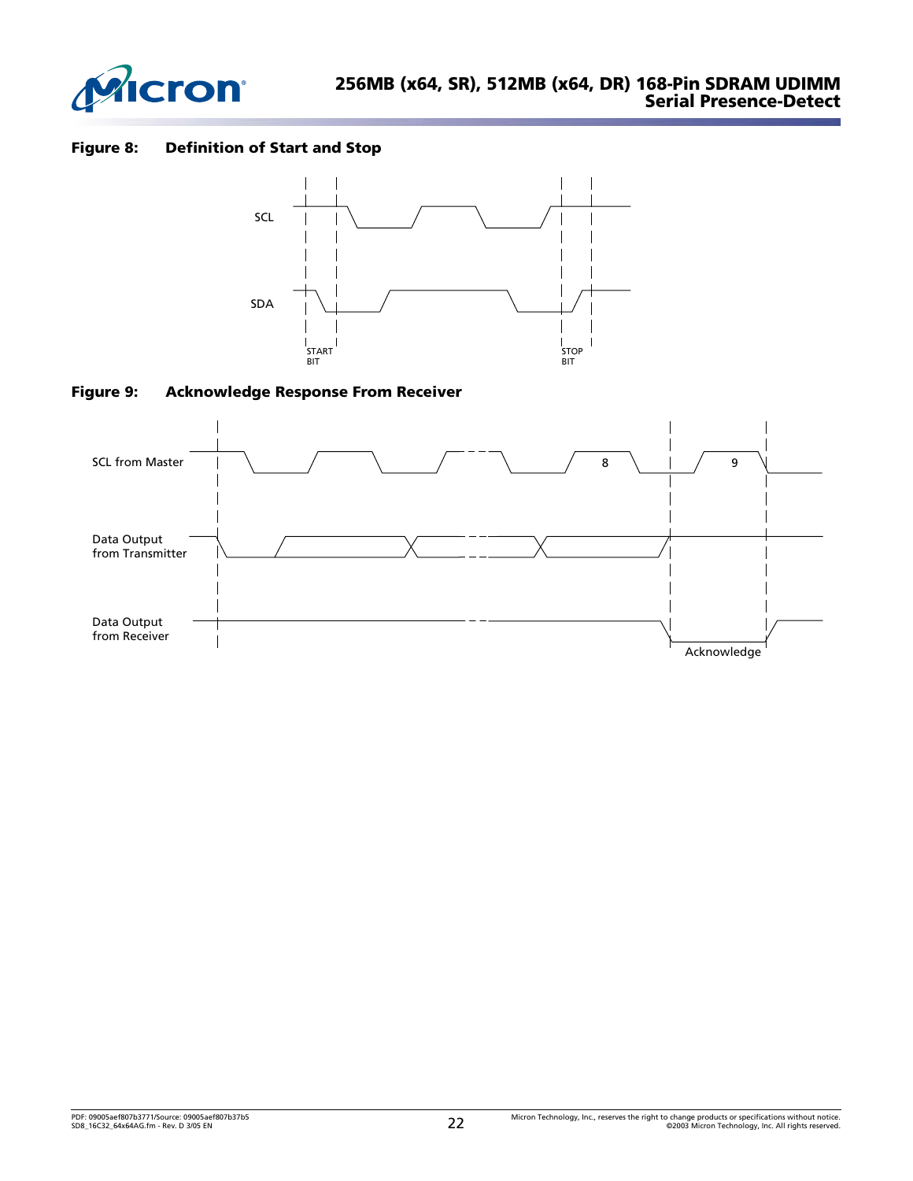**Figure 8: Definition of Start and Stop**

SCL

SDA

START BIT

STOP BIT

**Figure 9: Acknowledge Response From Receiver**

SCL from Master

8

9

Data Output from Transmitter

Data Output from Receiver

Acknowledge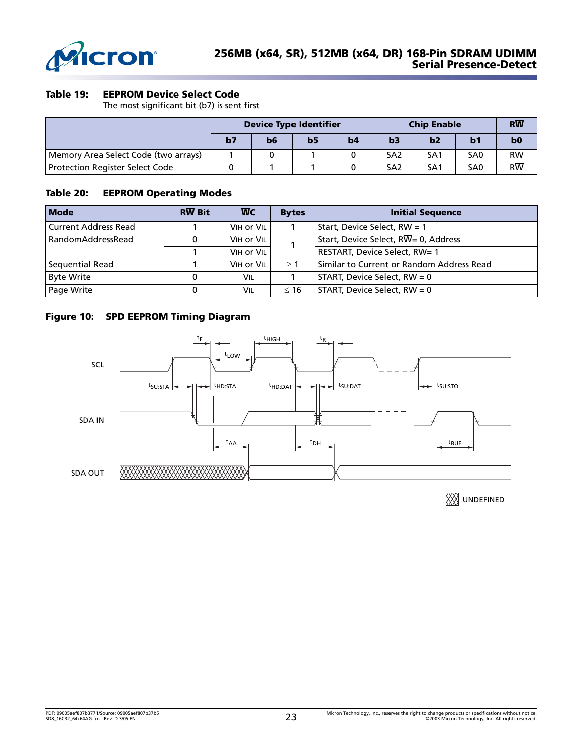**Table 19: EEPROM Device Select Code**

The most significant bit (b7) is sent first

| | Device Type Identifier | | | | Chip Enable | | | RW̅ |
|---|---|---|---|---|---|---|---|---|
| | b7 | b6 | b5 | b4 | b3 | b2 | b1 | b0 |
| Memory Area Select Code (two arrays) | 1 | 0 | 1 | 0 | SA2 | SA1 | SA0 | RW̅ |
| Protection Register Select Code | 0 | 1 | 1 | 0 | SA2 | SA1 | SA0 | RW̅ |

**Table 20: EEPROM Operating Modes**

| Mode | RW̅ Bit | W̅C̅ | Bytes | Initial Sequence |
|---|---|---|---|---|
| Current Address Read | 1 | VIH or VIL | 1 | Start, Device Select, RW̅ = 1 |
| RandomAddressRead | 0 | VIH or VIL | 1 | Start, Device Select, RW̅= 0, Address |
| | 1 | VIH or VIL | | RESTART, Device Select, RW̅= 1 |
| Sequential Read | 1 | VIH or VIL | ≥ 1 | Similar to Current or Random Address Read |
| Byte Write | 0 | VIL | 1 | START, Device Select, RW̅ = 0 |
| Page Write | 0 | VIL | ≤ 16 | START, Device Select, RW̅ = 0 |

**Figure 10: SPD EEPROM Timing Diagram**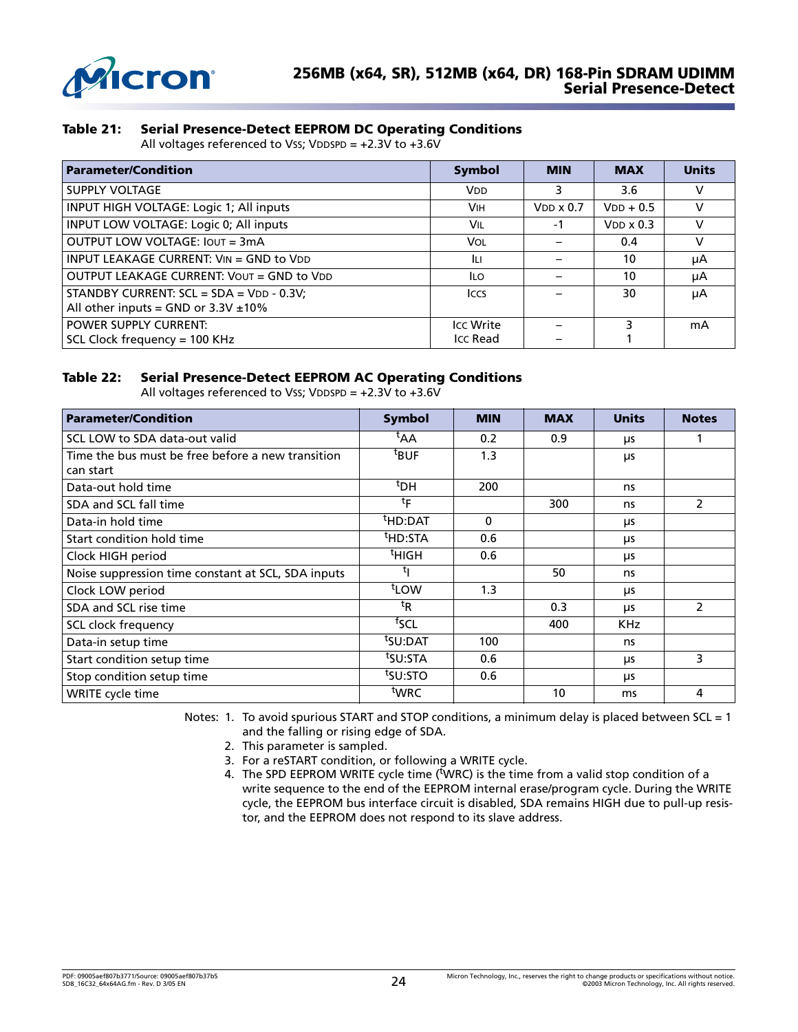**Table 21: Serial Presence-Detect EEPROM DC Operating Conditions**

All voltages referenced to $V_{SS}$; $V_{DDSPD}$ = +2.3V to +3.6V

| Parameter/Condition | Symbol | MIN | MAX | Units |
|---|---|---|---|---|
| SUPPLY VOLTAGE | $V_{DD}$ | 3 | 3.6 | V |
| INPUT HIGH VOLTAGE: Logic 1; All inputs | $V_{IH}$ | $V_{DD}$ x 0.7 | $V_{DD}$ + 0.5 | V |
| INPUT LOW VOLTAGE: Logic 0; All inputs | $V_{IL}$ | -1 | $V_{DD}$ x 0.3 | V |
| OUTPUT LOW VOLTAGE: $I_{OUT}$ = 3mA | $V_{OL}$ | – | 0.4 | V |
| INPUT LEAKAGE CURRENT: $V_{IN}$ = GND to $V_{DD}$ | $I_{LI}$ | – | 10 | µA |
| OUTPUT LEAKAGE CURRENT: $V_{OUT}$ = GND to $V_{DD}$ | $I_{LO}$ | – | 10 | µA |
| STANDBY CURRENT: SCL = SDA = $V_{DD}$ - 0.3V; All other inputs = GND or 3.3V ±10% | $I_{CCS}$ | – | 30 | µA |
| POWER SUPPLY CURRENT: SCL Clock frequency = 100 KHz | $I_{CC}$ Write<br>$I_{CC}$ Read | –<br>– | 3<br>1 | mA |

**Table 22: Serial Presence-Detect EEPROM AC Operating Conditions**

All voltages referenced to $V_{SS}$; $V_{DDSPD}$ = +2.3V to +3.6V

| Parameter/Condition | Symbol | MIN | MAX | Units | Notes |
|---|---|---|---|---|---|
| SCL LOW to SDA data-out valid | $^tAA$ | 0.2 | 0.9 | µs | 1 |
| Time the bus must be free before a new transition can start | $^tBUF$ | 1.3 | | µs | |
| Data-out hold time | $^tDH$ | 200 | | ns | |
| SDA and SCL fall time | $^tF$ | | 300 | ns | 2 |
| Data-in hold time | $^tHD{:}DAT$ | 0 | | µs | |
| Start condition hold time | $^tHD{:}STA$ | 0.6 | | µs | |
| Clock HIGH period | $^tHIGH$ | 0.6 | | µs | |
| Noise suppression time constant at SCL, SDA inputs | $^tI$ | | 50 | ns | |
| Clock LOW period | $^tLOW$ | 1.3 | | µs | |
| SDA and SCL rise time | $^tR$ | | 0.3 | µs | 2 |
| SCL clock frequency | $^fSCL$ | | 400 | KHz | |
| Data-in setup time | $^tSU{:}DAT$ | 100 | | ns | |
| Start condition setup time | $^tSU{:}STA$ | 0.6 | | µs | 3 |
| Stop condition setup time | $^tSU{:}STO$ | 0.6 | | µs | |
| WRITE cycle time | $^tWRC$ | | 10 | ms | 4 |

Notes:
1. To avoid spurious START and STOP conditions, a minimum delay is placed between SCL = 1 and the falling or rising edge of SDA.
2. This parameter is sampled.
3. For a reSTART condition, or following a WRITE cycle.
4. The SPD EEPROM WRITE cycle time ($^tWRC$) is the time from a valid stop condition of a write sequence to the end of the EEPROM internal erase/program cycle. During the WRITE cycle, the EEPROM bus interface circuit is disabled, SDA remains HIGH due to pull-up resistor, and the EEPROM does not respond to its slave address.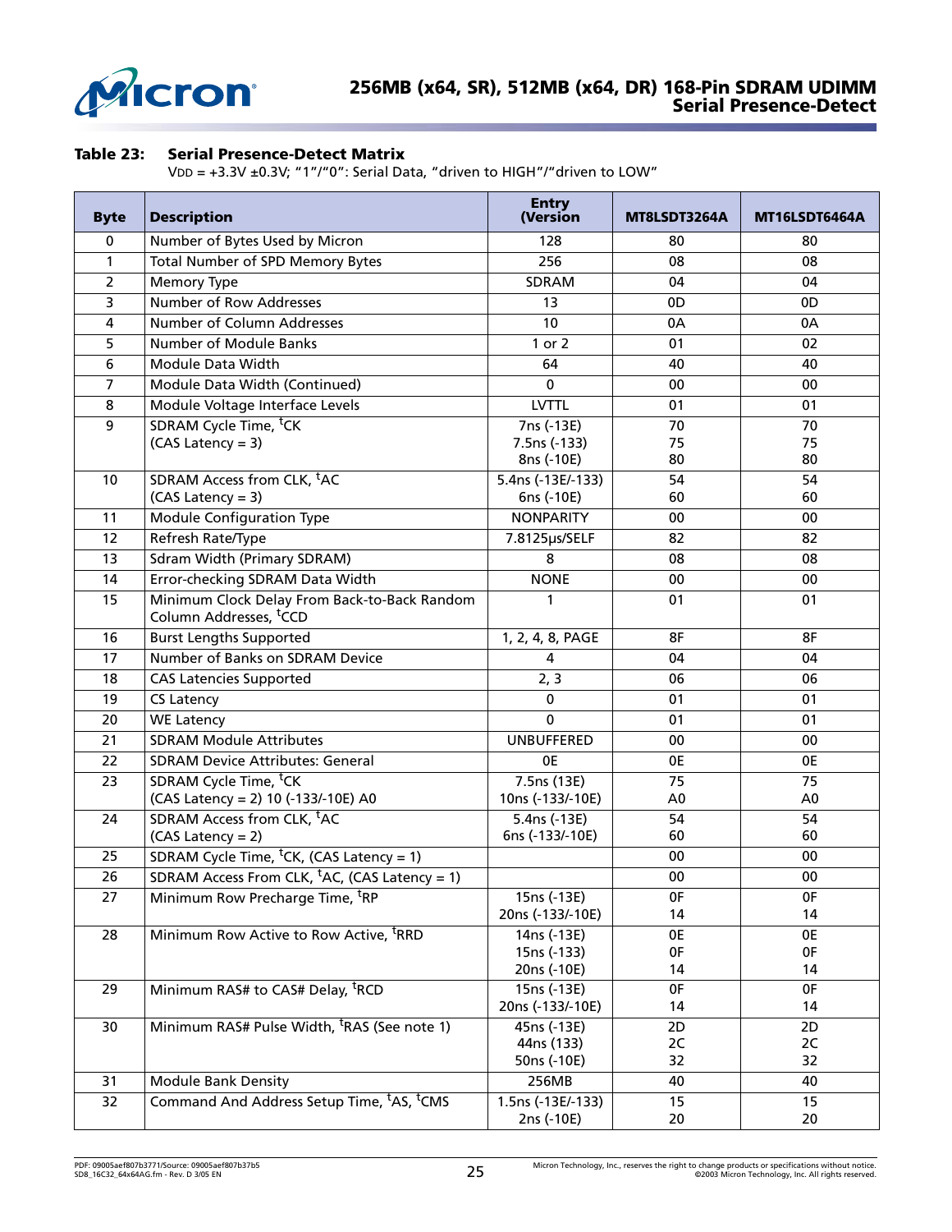### Table 23: Serial Presence-Detect Matrix

$V_{DD}$ = +3.3V ±0.3V; "1"/"0": Serial Data, "driven to HIGH"/"driven to LOW"

| Byte | Description | Entry (Version | MT8LSDT3264A | MT16LSDT6464A |
|---|---|---|---|---|
| 0 | Number of Bytes Used by Micron | 128 | 80 | 80 |
| 1 | Total Number of SPD Memory Bytes | 256 | 08 | 08 |
| 2 | Memory Type | SDRAM | 04 | 04 |
| 3 | Number of Row Addresses | 13 | 0D | 0D |
| 4 | Number of Column Addresses | 10 | 0A | 0A |
| 5 | Number of Module Banks | 1 or 2 | 01 | 02 |
| 6 | Module Data Width | 64 | 40 | 40 |
| 7 | Module Data Width (Continued) | 0 | 00 | 00 |
| 8 | Module Voltage Interface Levels | LVTTL | 01 | 01 |
| 9 | SDRAM Cycle Time, $^{t}$CK (CAS Latency = 3) | 7ns (-13E)<br>7.5ns (-133)<br>8ns (-10E) | 70<br>75<br>80 | 70<br>75<br>80 |
| 10 | SDRAM Access from CLK, $^{t}$AC (CAS Latency = 3) | 5.4ns (-13E/-133)<br>6ns (-10E) | 54<br>60 | 54<br>60 |
| 11 | Module Configuration Type | NONPARITY | 00 | 00 |
| 12 | Refresh Rate/Type | 7.8125µs/SELF | 82 | 82 |
| 13 | Sdram Width (Primary SDRAM) | 8 | 08 | 08 |
| 14 | Error-checking SDRAM Data Width | NONE | 00 | 00 |
| 15 | Minimum Clock Delay From Back-to-Back Random Column Addresses, $^{t}$CCD | 1 | 01 | 01 |
| 16 | Burst Lengths Supported | 1, 2, 4, 8, PAGE | 8F | 8F |
| 17 | Number of Banks on SDRAM Device | 4 | 04 | 04 |
| 18 | CAS Latencies Supported | 2, 3 | 06 | 06 |
| 19 | CS Latency | 0 | 01 | 01 |
| 20 | WE Latency | 0 | 01 | 01 |
| 21 | SDRAM Module Attributes | UNBUFFERED | 00 | 00 |
| 22 | SDRAM Device Attributes: General | 0E | 0E | 0E |
| 23 | SDRAM Cycle Time, $^{t}$CK (CAS Latency = 2) 10 (-133/-10E) A0 | 7.5ns (13E)<br>10ns (-133/-10E) | 75<br>A0 | 75<br>A0 |
| 24 | SDRAM Access from CLK, $^{t}$AC (CAS Latency = 2) | 5.4ns (-13E)<br>6ns (-133/-10E) | 54<br>60 | 54<br>60 |
| 25 | SDRAM Cycle Time, $^{t}$CK, (CAS Latency = 1) | | 00 | 00 |
| 26 | SDRAM Access From CLK, $^{t}$AC, (CAS Latency = 1) | | 00 | 00 |
| 27 | Minimum Row Precharge Time, $^{t}$RP | 15ns (-13E)<br>20ns (-133/-10E) | 0F<br>14 | 0F<br>14 |
| 28 | Minimum Row Active to Row Active, $^{t}$RRD | 14ns (-13E)<br>15ns (-133)<br>20ns (-10E) | 0E<br>0F<br>14 | 0E<br>0F<br>14 |
| 29 | Minimum RAS# to CAS# Delay, $^{t}$RCD | 15ns (-13E)<br>20ns (-133/-10E) | 0F<br>14 | 0F<br>14 |
| 30 | Minimum RAS# Pulse Width, $^{t}$RAS (See note 1) | 45ns (-13E)<br>44ns (133)<br>50ns (-10E) | 2D<br>2C<br>32 | 2D<br>2C<br>32 |
| 31 | Module Bank Density | 256MB | 40 | 40 |
| 32 | Command And Address Setup Time, $^{t}$AS, $^{t}$CMS | 1.5ns (-13E/-133)<br>2ns (-10E) | 15<br>20 | 15<br>20 |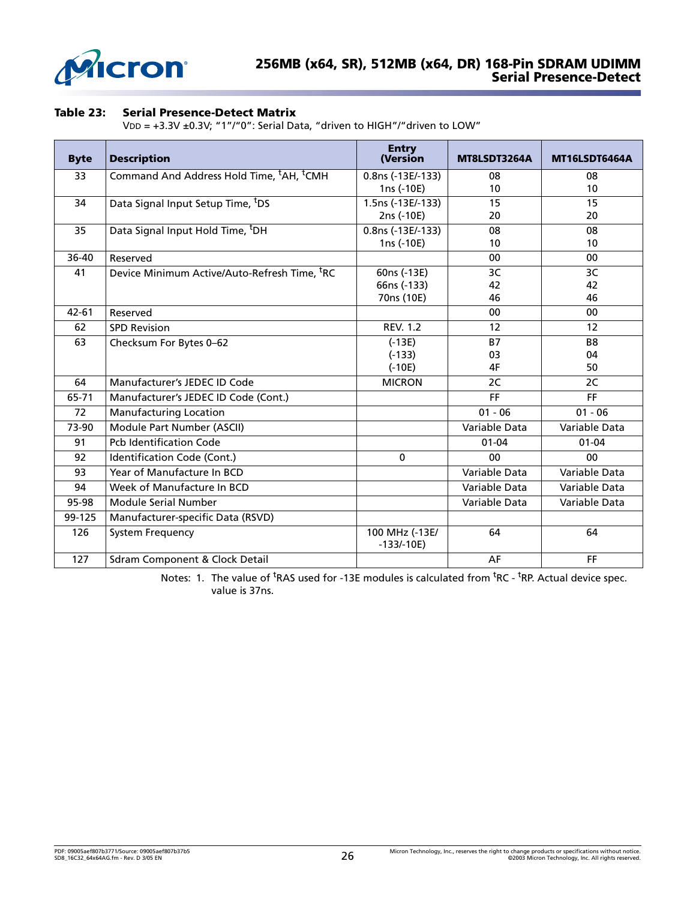**Table 23: Serial Presence-Detect Matrix**

$V_{DD}$ = +3.3V ±0.3V; "1"/"0": Serial Data, "driven to HIGH"/"driven to LOW"

| Byte | Description | Entry (Version | MT8LSDT3264A | MT16LSDT6464A |
|---|---|---|---|---|
| 33 | Command And Address Hold Time, ${}^{t}$AH, ${}^{t}$CMH | 0.8ns (-13E/-133)<br>1ns (-10E) | 08<br>10 | 08<br>10 |
| 34 | Data Signal Input Setup Time, ${}^{t}$DS | 1.5ns (-13E/-133)<br>2ns (-10E) | 15<br>20 | 15<br>20 |
| 35 | Data Signal Input Hold Time, ${}^{t}$DH | 0.8ns (-13E/-133)<br>1ns (-10E) | 08<br>10 | 08<br>10 |
| 36-40 | Reserved | | 00 | 00 |
| 41 | Device Minimum Active/Auto-Refresh Time, ${}^{t}$RC | 60ns (-13E)<br>66ns (-133)<br>70ns (10E) | 3C<br>42<br>46 | 3C<br>42<br>46 |
| 42-61 | Reserved | | 00 | 00 |
| 62 | SPD Revision | REV. 1.2 | 12 | 12 |
| 63 | Checksum For Bytes 0–62 | (-13E)<br>(-133)<br>(-10E) | B7<br>03<br>4F | B8<br>04<br>50 |
| 64 | Manufacturer's JEDEC ID Code | MICRON | 2C | 2C |
| 65-71 | Manufacturer's JEDEC ID Code (Cont.) | | FF | FF |
| 72 | Manufacturing Location | | 01 - 06 | 01 - 06 |
| 73-90 | Module Part Number (ASCII) | | Variable Data | Variable Data |
| 91 | Pcb Identification Code | | 01-04 | 01-04 |
| 92 | Identification Code (Cont.) | 0 | 00 | 00 |
| 93 | Year of Manufacture In BCD | | Variable Data | Variable Data |
| 94 | Week of Manufacture In BCD | | Variable Data | Variable Data |
| 95-98 | Module Serial Number | | Variable Data | Variable Data |
| 99-125 | Manufacturer-specific Data (RSVD) | | | |
| 126 | System Frequency | 100 MHz (-13E/-133/-10E) | 64 | 64 |
| 127 | Sdram Component & Clock Detail | | AF | FF |

Notes: 1. The value of ${}^{t}$RAS used for -13E modules is calculated from ${}^{t}$RC - ${}^{t}$RP. Actual device spec. value is 37ns.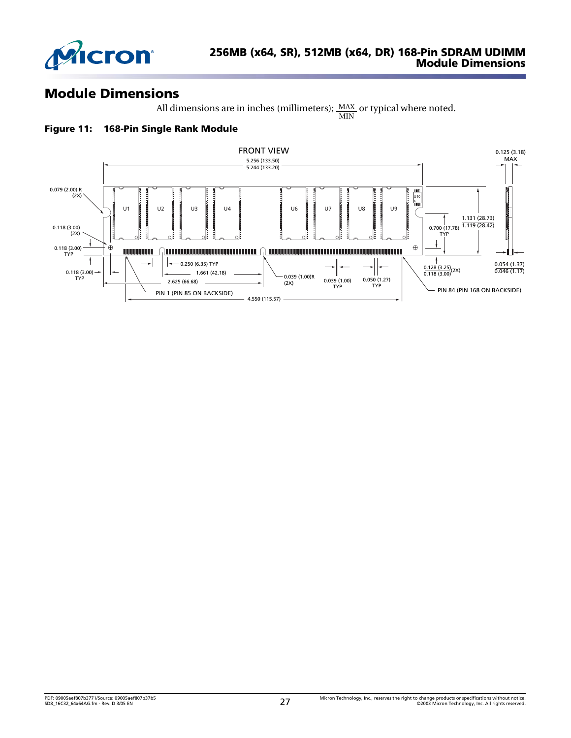# Module Dimensions

All dimensions are in inches (millimeters); $\frac{\text{MAX}}{\text{MIN}}$ or typical where noted.

**Figure 11: 168-Pin Single Rank Module**

FRONT VIEW

5.256 (133.50)
5.244 (133.20)

0.125 (3.18) MAX

0.079 (2.00) R (2X)

U1 U2 U3 U4 U6 U7 U8 U9 U10

0.118 (3.00) (2X)

0.118 (3.00) TYP

0.118 (3.00) TYP

0.250 (6.35) TYP

1.661 (42.18)

2.625 (66.68)

0.039 (1.00)R (2X)

0.039 (1.00) TYP

0.050 (1.27) TYP

PIN 1 (PIN 85 ON BACKSIDE)

4.550 (115.57)

0.700 (17.78) TYP

1.131 (28.73)
1.119 (28.42)

0.128 (3.25)
0.118 (3.00) (2X)

0.054 (1.37)
0.046 (1.17)

PIN 84 (PIN 168 ON BACKSIDE)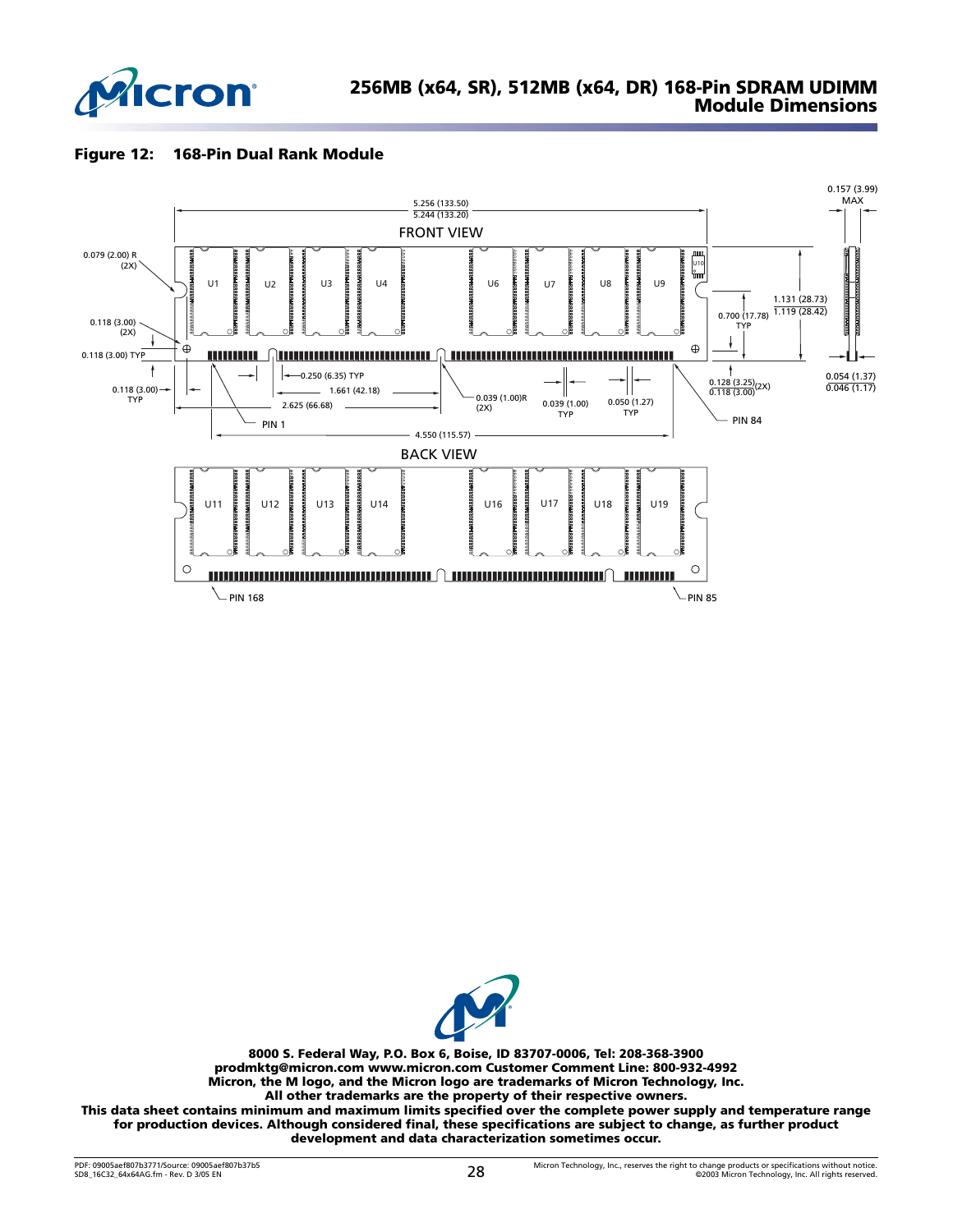## Figure 12: 168-Pin Dual Rank Module

FRONT VIEW

5.256 (133.50)
5.244 (133.20)

0.157 (3.99)
MAX

0.079 (2.00) R
(2X)

U1 U2 U3 U4 U6 U7 U8 U9 U10

0.118 (3.00)
(2X)

0.118 (3.00) TYP

0.700 (17.78)
TYP

1.131 (28.73)
1.119 (28.42)

0.250 (6.35) TYP

1.661 (42.18)

0.118 (3.00)
TYP

2.625 (66.68)

0.039 (1.00)R
(2X)

0.039 (1.00)
TYP

0.050 (1.27)
TYP

0.128 (3.25)
0.118 (3.00)
(2X)

0.054 (1.37)
0.046 (1.17)

PIN 1

4.550 (115.57)

PIN 84

BACK VIEW

U11 U12 U13 U14 U16 U17 U18 U19

PIN 168

PIN 85

8000 S. Federal Way, P.O. Box 6, Boise, ID 83707-0006, Tel: 208-368-3900
prodmktg@micron.com www.micron.com Customer Comment Line: 800-932-4992
Micron, the M logo, and the Micron logo are trademarks of Micron Technology, Inc.
All other trademarks are the property of their respective owners.
This data sheet contains minimum and maximum limits specified over the complete power supply and temperature range for production devices. Although considered final, these specifications are subject to change, as further product development and data characterization sometimes occur.